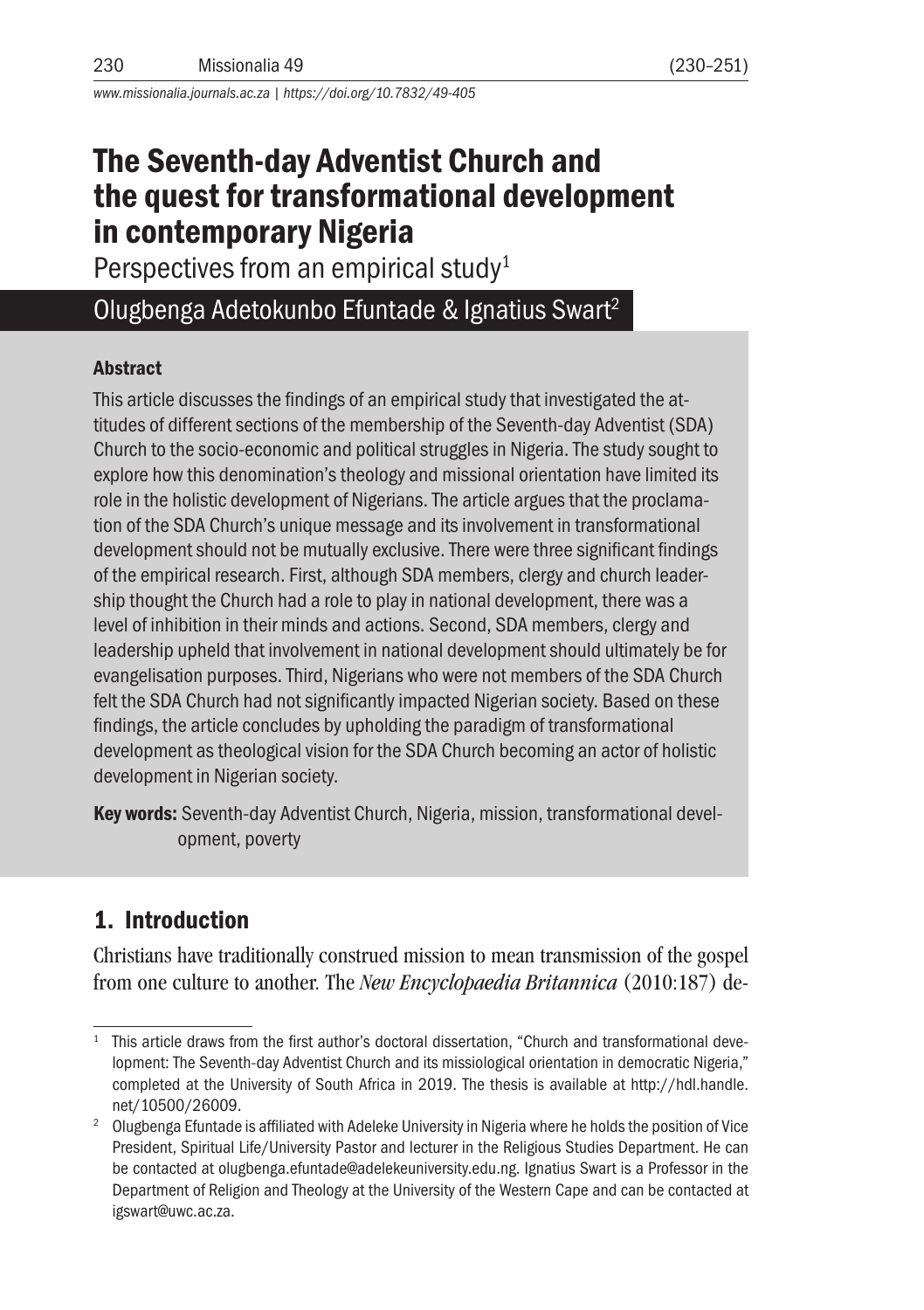# The Seventh-day Adventist Church and the quest for transformational development in contemporary Nigeria

Perspectives from an empirical study[1]

Olugbenga Adetokunbo Efuntade & Ignatius Swart[2]

### Abstract

This article discusses the findings of an empirical study that investigated the attitudes of different sections of the membership of the Seventh-day Adventist (SDA) Church to the socio-economic and political struggles in Nigeria. The study sought to explore how this denomination's theology and missional orientation have limited its role in the holistic development of Nigerians. The article argues that the proclamation of the SDA Church's unique message and its involvement in transformational development should not be mutually exclusive. There were three significant findings of the empirical research. First, although SDA members, clergy and church leadership thought the Church had a role to play in national development, there was a level of inhibition in their minds and actions. Second, SDA members, clergy and leadership upheld that involvement in national development should ultimately be for evangelisation purposes. Third, Nigerians who were not members of the SDA Church felt the SDA Church had not significantly impacted Nigerian society. Based on these findings, the article concludes by upholding the paradigm of transformational development as theological vision for the SDA Church becoming an actor of holistic development in Nigerian society.

**Key words:** Seventh-day Adventist Church, Nigeria, mission, transformational development, poverty

## 1. Introduction

Christians have traditionally construed mission to mean transmission of the gospel from one culture to another. The *New Encyclopaedia Britannica* (2010:187) de-

---

[1] This article draws from the first author's doctoral dissertation, "Church and transformational development: The Seventh-day Adventist Church and its missiological orientation in democratic Nigeria," completed at the University of South Africa in 2019. The thesis is available at http://hdl.handle.net/10500/26009.

[2] Olugbenga Efuntade is affiliated with Adeleke University in Nigeria where he holds the position of Vice President, Spiritual Life/University Pastor and lecturer in the Religious Studies Department. He can be contacted at olugbenga.efuntade@adelekeuniversity.edu.ng. Ignatius Swart is a Professor in the Department of Religion and Theology at the University of the Western Cape and can be contacted at igswart@uwc.ac.za.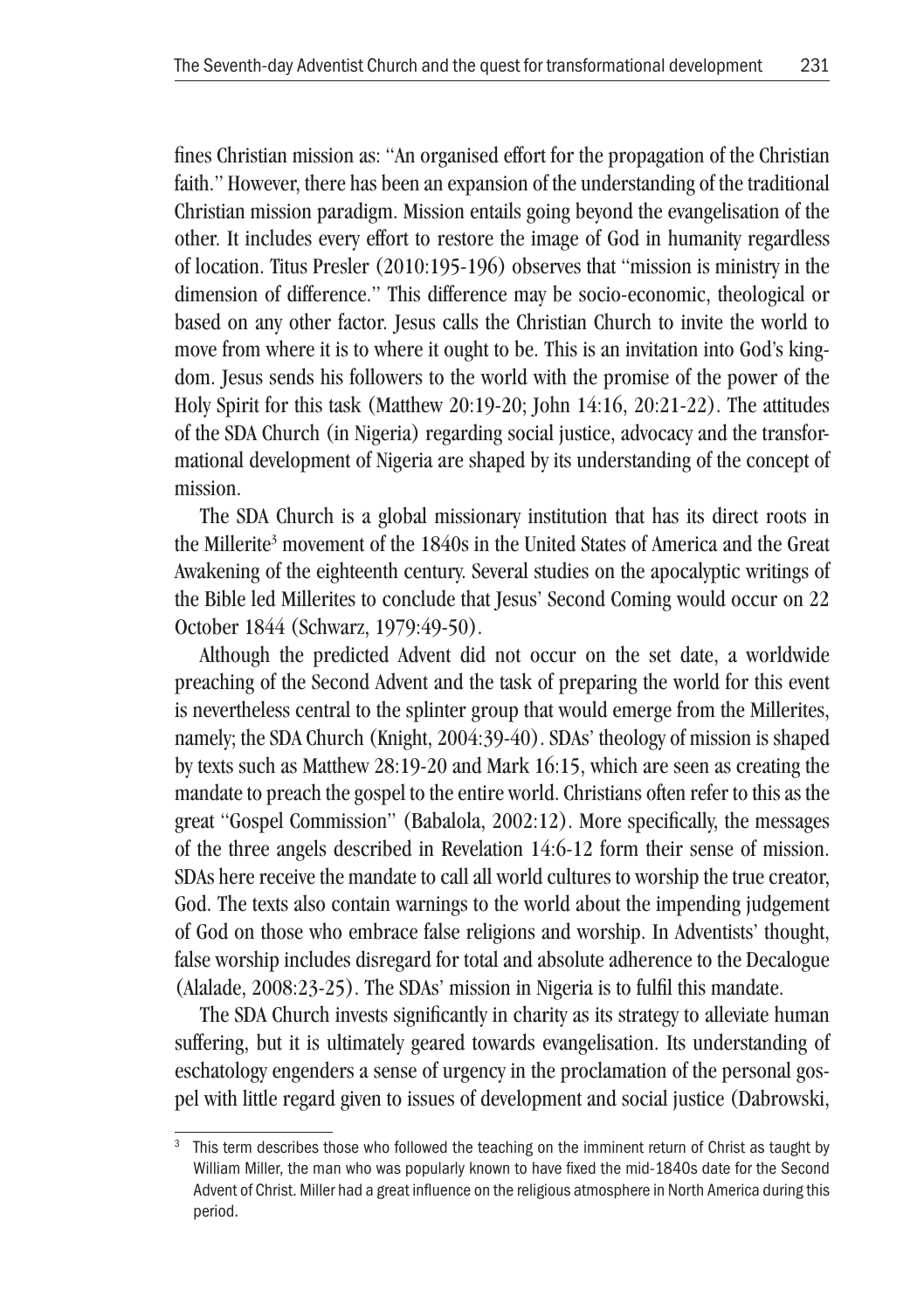fines Christian mission as: "An organised effort for the propagation of the Christian faith." However, there has been an expansion of the understanding of the traditional Christian mission paradigm. Mission entails going beyond the evangelisation of the other. It includes every effort to restore the image of God in humanity regardless of location. Titus Presler (2010:195-196) observes that "mission is ministry in the dimension of difference." This difference may be socio-economic, theological or based on any other factor. Jesus calls the Christian Church to invite the world to move from where it is to where it ought to be. This is an invitation into God's kingdom. Jesus sends his followers to the world with the promise of the power of the Holy Spirit for this task (Matthew 20:19-20; John 14:16, 20:21-22). The attitudes of the SDA Church (in Nigeria) regarding social justice, advocacy and the transformational development of Nigeria are shaped by its understanding of the concept of mission.

The SDA Church is a global missionary institution that has its direct roots in the Millerite[3] movement of the 1840s in the United States of America and the Great Awakening of the eighteenth century. Several studies on the apocalyptic writings of the Bible led Millerites to conclude that Jesus' Second Coming would occur on 22 October 1844 (Schwarz, 1979:49-50).

Although the predicted Advent did not occur on the set date, a worldwide preaching of the Second Advent and the task of preparing the world for this event is nevertheless central to the splinter group that would emerge from the Millerites, namely; the SDA Church (Knight, 2004:39-40). SDAs' theology of mission is shaped by texts such as Matthew 28:19-20 and Mark 16:15, which are seen as creating the mandate to preach the gospel to the entire world. Christians often refer to this as the great "Gospel Commission" (Babalola, 2002:12). More specifically, the messages of the three angels described in Revelation 14:6-12 form their sense of mission. SDAs here receive the mandate to call all world cultures to worship the true creator, God. The texts also contain warnings to the world about the impending judgement of God on those who embrace false religions and worship. In Adventists' thought, false worship includes disregard for total and absolute adherence to the Decalogue (Alalade, 2008:23-25). The SDAs' mission in Nigeria is to fulfil this mandate.

The SDA Church invests significantly in charity as its strategy to alleviate human suffering, but it is ultimately geared towards evangelisation. Its understanding of eschatology engenders a sense of urgency in the proclamation of the personal gospel with little regard given to issues of development and social justice (Dabrowski,

[3] This term describes those who followed the teaching on the imminent return of Christ as taught by William Miller, the man who was popularly known to have fixed the mid-1840s date for the Second Advent of Christ. Miller had a great influence on the religious atmosphere in North America during this period.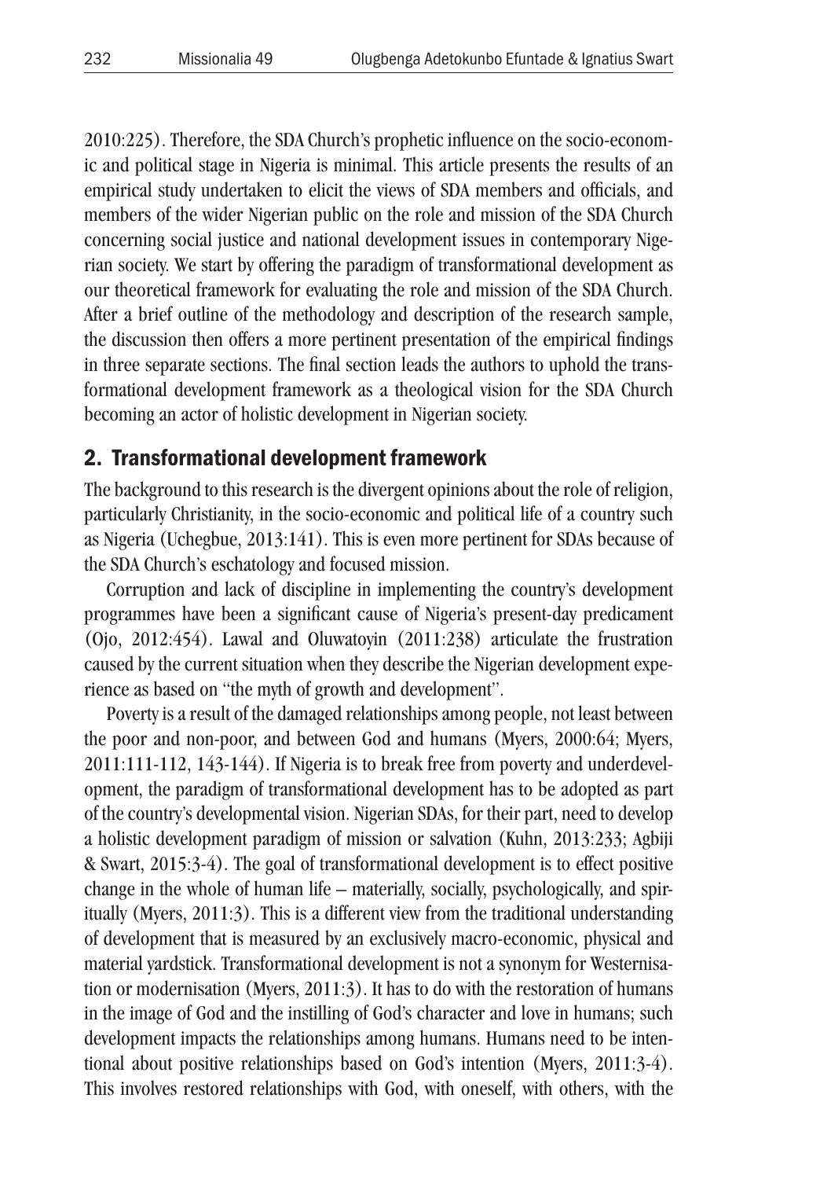2010:225). Therefore, the SDA Church's prophetic influence on the socio-economic and political stage in Nigeria is minimal. This article presents the results of an empirical study undertaken to elicit the views of SDA members and officials, and members of the wider Nigerian public on the role and mission of the SDA Church concerning social justice and national development issues in contemporary Nigerian society. We start by offering the paradigm of transformational development as our theoretical framework for evaluating the role and mission of the SDA Church. After a brief outline of the methodology and description of the research sample, the discussion then offers a more pertinent presentation of the empirical findings in three separate sections. The final section leads the authors to uphold the transformational development framework as a theological vision for the SDA Church becoming an actor of holistic development in Nigerian society.

## 2. Transformational development framework

The background to this research is the divergent opinions about the role of religion, particularly Christianity, in the socio-economic and political life of a country such as Nigeria (Uchegbue, 2013:141). This is even more pertinent for SDAs because of the SDA Church's eschatology and focused mission.

Corruption and lack of discipline in implementing the country's development programmes have been a significant cause of Nigeria's present-day predicament (Ojo, 2012:454). Lawal and Oluwatoyin (2011:238) articulate the frustration caused by the current situation when they describe the Nigerian development experience as based on "the myth of growth and development".

Poverty is a result of the damaged relationships among people, not least between the poor and non-poor, and between God and humans (Myers, 2000:64; Myers, 2011:111-112, 143-144). If Nigeria is to break free from poverty and underdevelopment, the paradigm of transformational development has to be adopted as part of the country's developmental vision. Nigerian SDAs, for their part, need to develop a holistic development paradigm of mission or salvation (Kuhn, 2013:233; Agbiji & Swart, 2015:3-4). The goal of transformational development is to effect positive change in the whole of human life – materially, socially, psychologically, and spiritually (Myers, 2011:3). This is a different view from the traditional understanding of development that is measured by an exclusively macro-economic, physical and material yardstick. Transformational development is not a synonym for Westernisation or modernisation (Myers, 2011:3). It has to do with the restoration of humans in the image of God and the instilling of God's character and love in humans; such development impacts the relationships among humans. Humans need to be intentional about positive relationships based on God's intention (Myers, 2011:3-4). This involves restored relationships with God, with oneself, with others, with the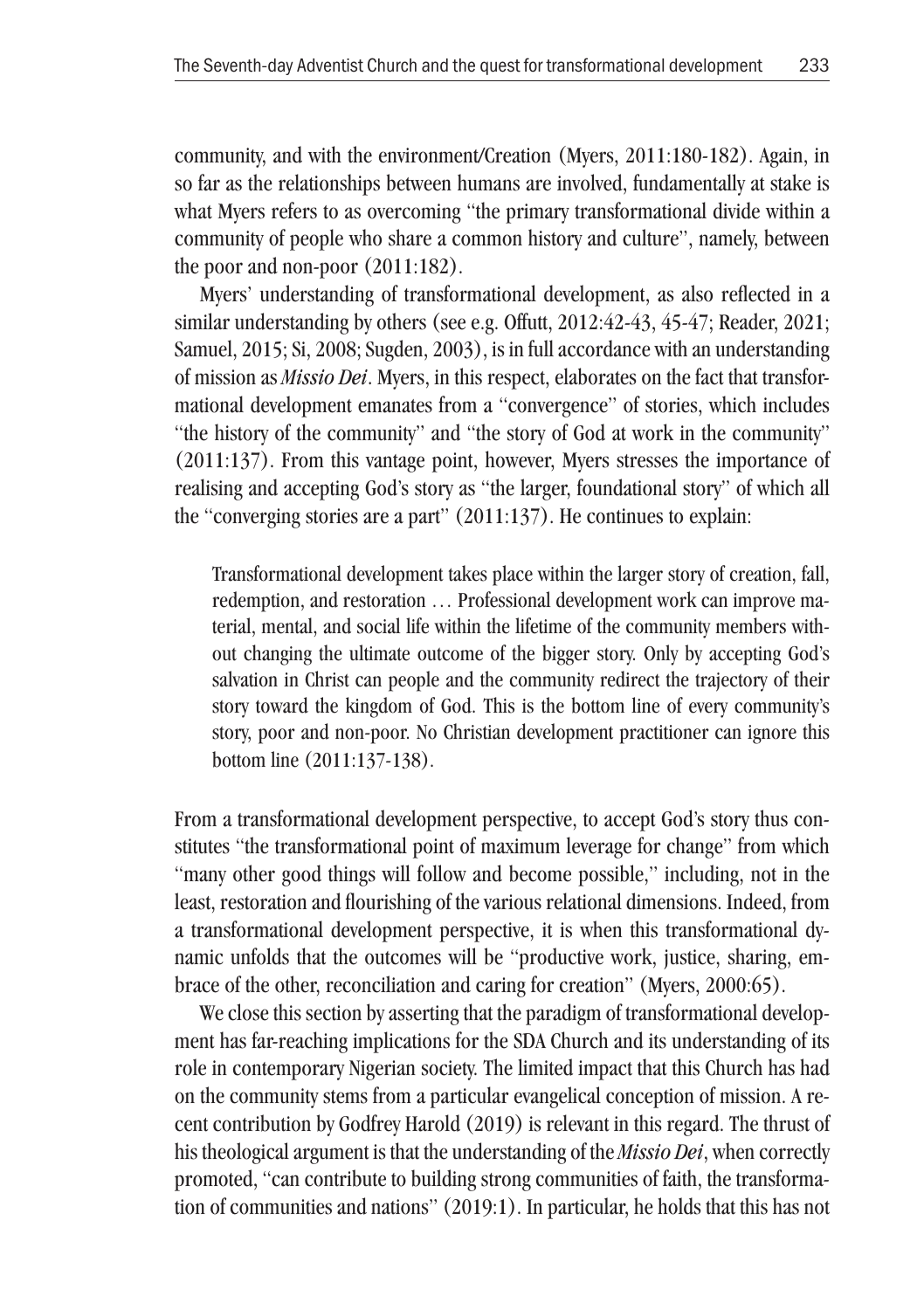community, and with the environment/Creation (Myers, 2011:180-182). Again, in so far as the relationships between humans are involved, fundamentally at stake is what Myers refers to as overcoming "the primary transformational divide within a community of people who share a common history and culture", namely, between the poor and non-poor (2011:182).

Myers' understanding of transformational development, as also reflected in a similar understanding by others (see e.g. Offutt, 2012:42-43, 45-47; Reader, 2021; Samuel, 2015; Si, 2008; Sugden, 2003), is in full accordance with an understanding of mission as *Missio Dei*. Myers, in this respect, elaborates on the fact that transformational development emanates from a "convergence" of stories, which includes "the history of the community" and "the story of God at work in the community" (2011:137). From this vantage point, however, Myers stresses the importance of realising and accepting God's story as "the larger, foundational story" of which all the "converging stories are a part" (2011:137). He continues to explain:

> Transformational development takes place within the larger story of creation, fall, redemption, and restoration … Professional development work can improve material, mental, and social life within the lifetime of the community members without changing the ultimate outcome of the bigger story. Only by accepting God's salvation in Christ can people and the community redirect the trajectory of their story toward the kingdom of God. This is the bottom line of every community's story, poor and non-poor. No Christian development practitioner can ignore this bottom line (2011:137-138).

From a transformational development perspective, to accept God's story thus constitutes "the transformational point of maximum leverage for change" from which "many other good things will follow and become possible," including, not in the least, restoration and flourishing of the various relational dimensions. Indeed, from a transformational development perspective, it is when this transformational dynamic unfolds that the outcomes will be "productive work, justice, sharing, embrace of the other, reconciliation and caring for creation" (Myers, 2000:65).

We close this section by asserting that the paradigm of transformational development has far-reaching implications for the SDA Church and its understanding of its role in contemporary Nigerian society. The limited impact that this Church has had on the community stems from a particular evangelical conception of mission. A recent contribution by Godfrey Harold (2019) is relevant in this regard. The thrust of his theological argument is that the understanding of the *Missio Dei*, when correctly promoted, "can contribute to building strong communities of faith, the transformation of communities and nations" (2019:1). In particular, he holds that this has not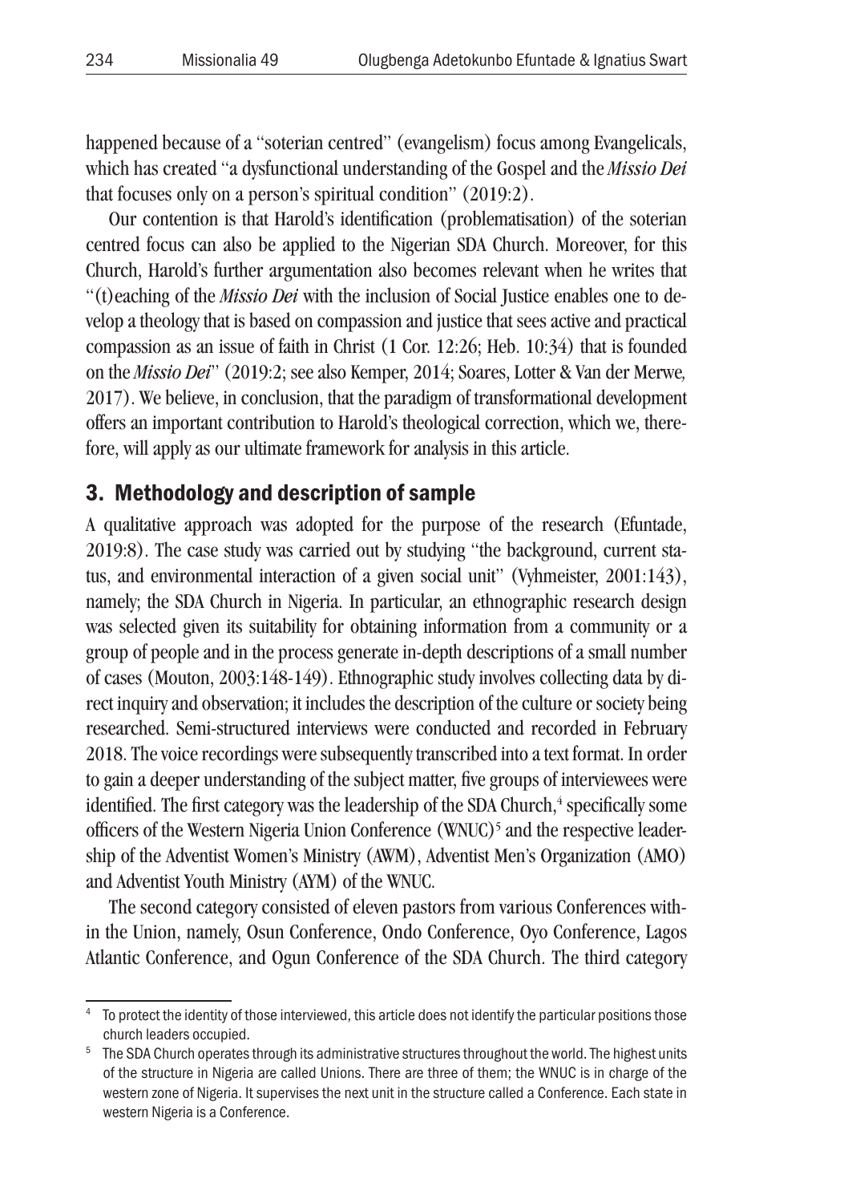happened because of a "soterian centred" (evangelism) focus among Evangelicals, which has created "a dysfunctional understanding of the Gospel and the *Missio Dei* that focuses only on a person's spiritual condition" (2019:2).

Our contention is that Harold's identification (problematisation) of the soterian centred focus can also be applied to the Nigerian SDA Church. Moreover, for this Church, Harold's further argumentation also becomes relevant when he writes that "(t)eaching of the *Missio Dei* with the inclusion of Social Justice enables one to develop a theology that is based on compassion and justice that sees active and practical compassion as an issue of faith in Christ (1 Cor. 12:26; Heb. 10:34) that is founded on the *Missio Dei*" (2019:2; see also Kemper, 2014; Soares, Lotter & Van der Merwe, 2017). We believe, in conclusion, that the paradigm of transformational development offers an important contribution to Harold's theological correction, which we, therefore, will apply as our ultimate framework for analysis in this article.

## 3. Methodology and description of sample

A qualitative approach was adopted for the purpose of the research (Efuntade, 2019:8). The case study was carried out by studying "the background, current status, and environmental interaction of a given social unit" (Vyhmeister, 2001:143), namely; the SDA Church in Nigeria. In particular, an ethnographic research design was selected given its suitability for obtaining information from a community or a group of people and in the process generate in-depth descriptions of a small number of cases (Mouton, 2003:148-149). Ethnographic study involves collecting data by direct inquiry and observation; it includes the description of the culture or society being researched. Semi-structured interviews were conducted and recorded in February 2018. The voice recordings were subsequently transcribed into a text format. In order to gain a deeper understanding of the subject matter, five groups of interviewees were identified. The first category was the leadership of the SDA Church,[4] specifically some officers of the Western Nigeria Union Conference (WNUC)[5] and the respective leadership of the Adventist Women's Ministry (AWM), Adventist Men's Organization (AMO) and Adventist Youth Ministry (AYM) of the WNUC.

The second category consisted of eleven pastors from various Conferences within the Union, namely, Osun Conference, Ondo Conference, Oyo Conference, Lagos Atlantic Conference, and Ogun Conference of the SDA Church. The third category

---

[4] To protect the identity of those interviewed, this article does not identify the particular positions those church leaders occupied.

[5] The SDA Church operates through its administrative structures throughout the world. The highest units of the structure in Nigeria are called Unions. There are three of them; the WNUC is in charge of the western zone of Nigeria. It supervises the next unit in the structure called a Conference. Each state in western Nigeria is a Conference.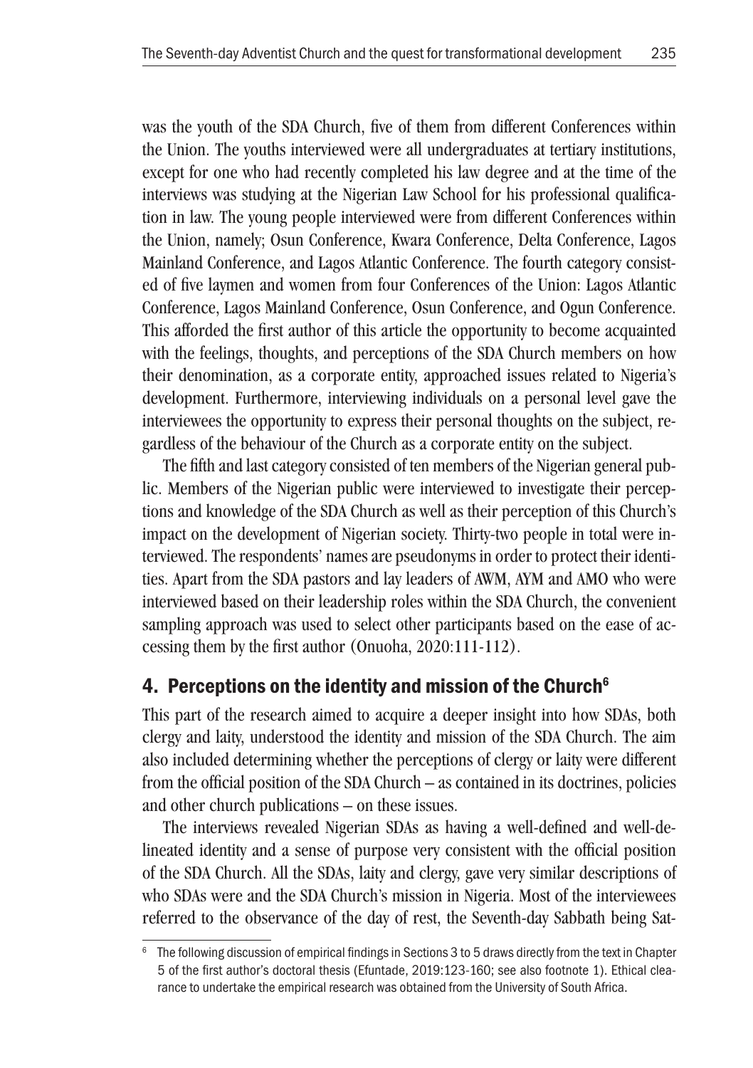was the youth of the SDA Church, five of them from different Conferences within the Union. The youths interviewed were all undergraduates at tertiary institutions, except for one who had recently completed his law degree and at the time of the interviews was studying at the Nigerian Law School for his professional qualification in law. The young people interviewed were from different Conferences within the Union, namely; Osun Conference, Kwara Conference, Delta Conference, Lagos Mainland Conference, and Lagos Atlantic Conference. The fourth category consisted of five laymen and women from four Conferences of the Union: Lagos Atlantic Conference, Lagos Mainland Conference, Osun Conference, and Ogun Conference. This afforded the first author of this article the opportunity to become acquainted with the feelings, thoughts, and perceptions of the SDA Church members on how their denomination, as a corporate entity, approached issues related to Nigeria's development. Furthermore, interviewing individuals on a personal level gave the interviewees the opportunity to express their personal thoughts on the subject, regardless of the behaviour of the Church as a corporate entity on the subject.

The fifth and last category consisted of ten members of the Nigerian general public. Members of the Nigerian public were interviewed to investigate their perceptions and knowledge of the SDA Church as well as their perception of this Church's impact on the development of Nigerian society. Thirty-two people in total were interviewed. The respondents' names are pseudonyms in order to protect their identities. Apart from the SDA pastors and lay leaders of AWM, AYM and AMO who were interviewed based on their leadership roles within the SDA Church, the convenient sampling approach was used to select other participants based on the ease of accessing them by the first author (Onuoha, 2020:111-112).

## 4. Perceptions on the identity and mission of the Church[6]

This part of the research aimed to acquire a deeper insight into how SDAs, both clergy and laity, understood the identity and mission of the SDA Church. The aim also included determining whether the perceptions of clergy or laity were different from the official position of the SDA Church – as contained in its doctrines, policies and other church publications – on these issues.

The interviews revealed Nigerian SDAs as having a well-defined and well-delineated identity and a sense of purpose very consistent with the official position of the SDA Church. All the SDAs, laity and clergy, gave very similar descriptions of who SDAs were and the SDA Church's mission in Nigeria. Most of the interviewees referred to the observance of the day of rest, the Seventh-day Sabbath being Sat-

[6] The following discussion of empirical findings in Sections 3 to 5 draws directly from the text in Chapter 5 of the first author's doctoral thesis (Efuntade, 2019:123-160; see also footnote 1). Ethical clearance to undertake the empirical research was obtained from the University of South Africa.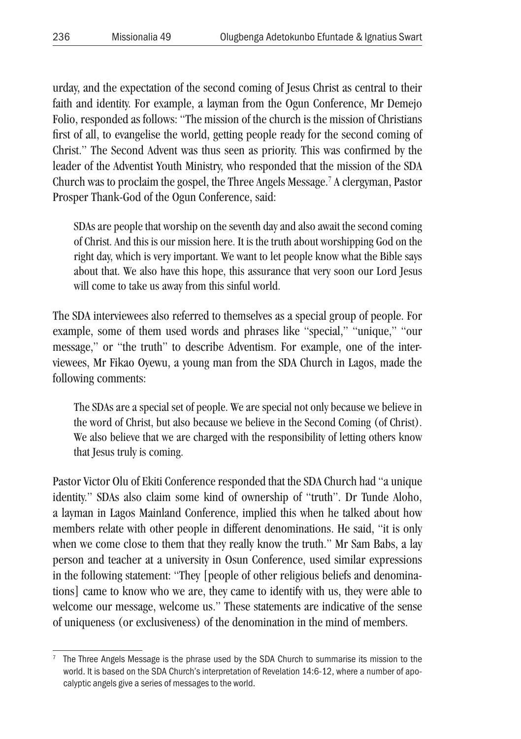urday, and the expectation of the second coming of Jesus Christ as central to their faith and identity. For example, a layman from the Ogun Conference, Mr Demejo Folio, responded as follows: "The mission of the church is the mission of Christians first of all, to evangelise the world, getting people ready for the second coming of Christ." The Second Advent was thus seen as priority. This was confirmed by the leader of the Adventist Youth Ministry, who responded that the mission of the SDA Church was to proclaim the gospel, the Three Angels Message.[7] A clergyman, Pastor Prosper Thank-God of the Ogun Conference, said:

> SDAs are people that worship on the seventh day and also await the second coming of Christ. And this is our mission here. It is the truth about worshipping God on the right day, which is very important. We want to let people know what the Bible says about that. We also have this hope, this assurance that very soon our Lord Jesus will come to take us away from this sinful world.

The SDA interviewees also referred to themselves as a special group of people. For example, some of them used words and phrases like "special," "unique," "our message," or "the truth" to describe Adventism. For example, one of the interviewees, Mr Fikao Oyewu, a young man from the SDA Church in Lagos, made the following comments:

> The SDAs are a special set of people. We are special not only because we believe in the word of Christ, but also because we believe in the Second Coming (of Christ). We also believe that we are charged with the responsibility of letting others know that Jesus truly is coming.

Pastor Victor Olu of Ekiti Conference responded that the SDA Church had "a unique identity." SDAs also claim some kind of ownership of "truth". Dr Tunde Aloho, a layman in Lagos Mainland Conference, implied this when he talked about how members relate with other people in different denominations. He said, "it is only when we come close to them that they really know the truth." Mr Sam Babs, a lay person and teacher at a university in Osun Conference, used similar expressions in the following statement: "They [people of other religious beliefs and denominations] came to know who we are, they came to identify with us, they were able to welcome our message, welcome us." These statements are indicative of the sense of uniqueness (or exclusiveness) of the denomination in the mind of members.

---

[7] The Three Angels Message is the phrase used by the SDA Church to summarise its mission to the world. It is based on the SDA Church's interpretation of Revelation 14:6-12, where a number of apocalyptic angels give a series of messages to the world.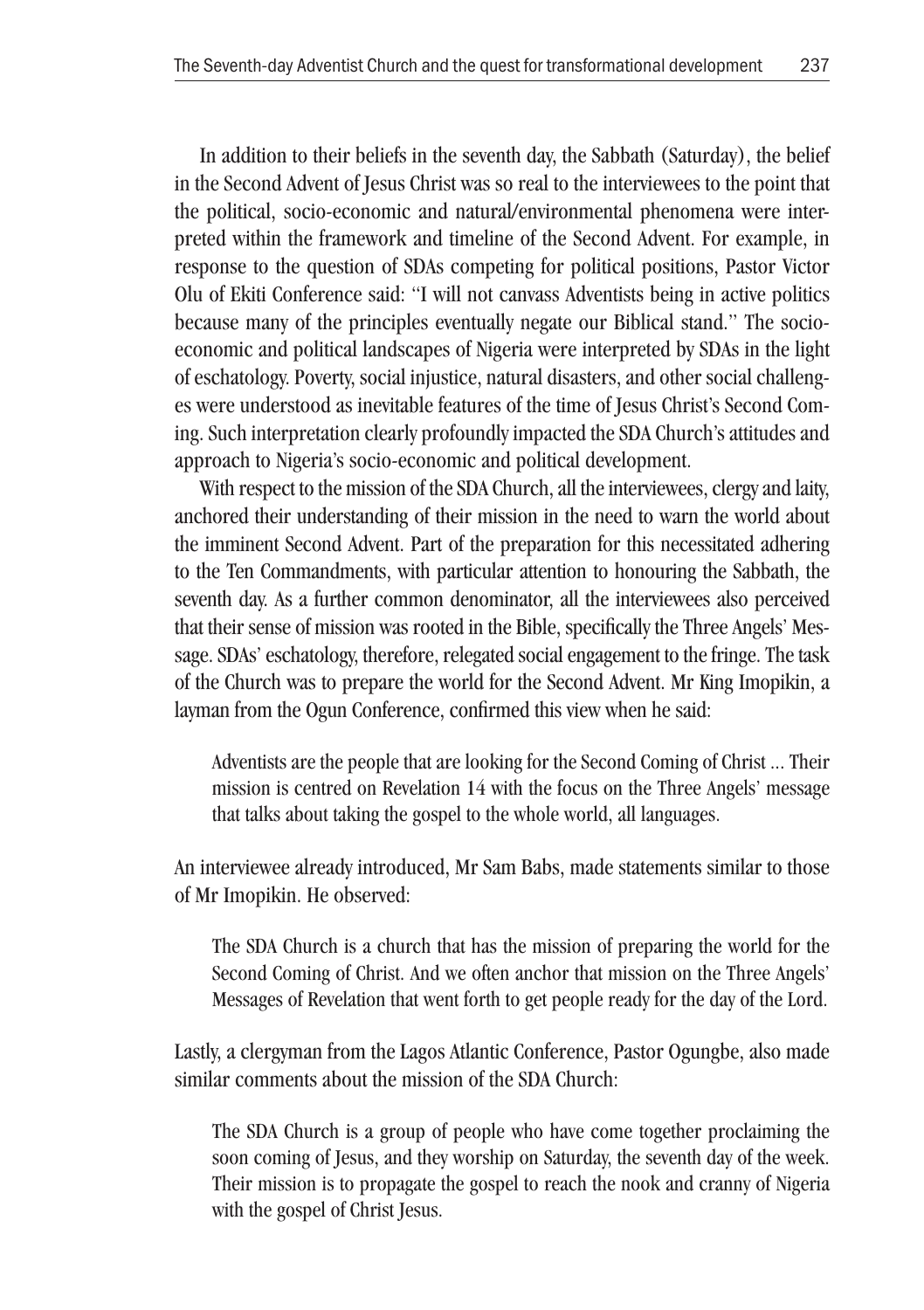In addition to their beliefs in the seventh day, the Sabbath (Saturday), the belief in the Second Advent of Jesus Christ was so real to the interviewees to the point that the political, socio-economic and natural/environmental phenomena were interpreted within the framework and timeline of the Second Advent. For example, in response to the question of SDAs competing for political positions, Pastor Victor Olu of Ekiti Conference said: "I will not canvass Adventists being in active politics because many of the principles eventually negate our Biblical stand." The socio-economic and political landscapes of Nigeria were interpreted by SDAs in the light of eschatology. Poverty, social injustice, natural disasters, and other social challenges were understood as inevitable features of the time of Jesus Christ's Second Coming. Such interpretation clearly profoundly impacted the SDA Church's attitudes and approach to Nigeria's socio-economic and political development.

With respect to the mission of the SDA Church, all the interviewees, clergy and laity, anchored their understanding of their mission in the need to warn the world about the imminent Second Advent. Part of the preparation for this necessitated adhering to the Ten Commandments, with particular attention to honouring the Sabbath, the seventh day. As a further common denominator, all the interviewees also perceived that their sense of mission was rooted in the Bible, specifically the Three Angels' Message. SDAs' eschatology, therefore, relegated social engagement to the fringe. The task of the Church was to prepare the world for the Second Advent. Mr King Imopikin, a layman from the Ogun Conference, confirmed this view when he said:

> Adventists are the people that are looking for the Second Coming of Christ … Their mission is centred on Revelation 14 with the focus on the Three Angels' message that talks about taking the gospel to the whole world, all languages.

An interviewee already introduced, Mr Sam Babs, made statements similar to those of Mr Imopikin. He observed:

> The SDA Church is a church that has the mission of preparing the world for the Second Coming of Christ. And we often anchor that mission on the Three Angels' Messages of Revelation that went forth to get people ready for the day of the Lord.

Lastly, a clergyman from the Lagos Atlantic Conference, Pastor Ogungbe, also made similar comments about the mission of the SDA Church:

> The SDA Church is a group of people who have come together proclaiming the soon coming of Jesus, and they worship on Saturday, the seventh day of the week. Their mission is to propagate the gospel to reach the nook and cranny of Nigeria with the gospel of Christ Jesus.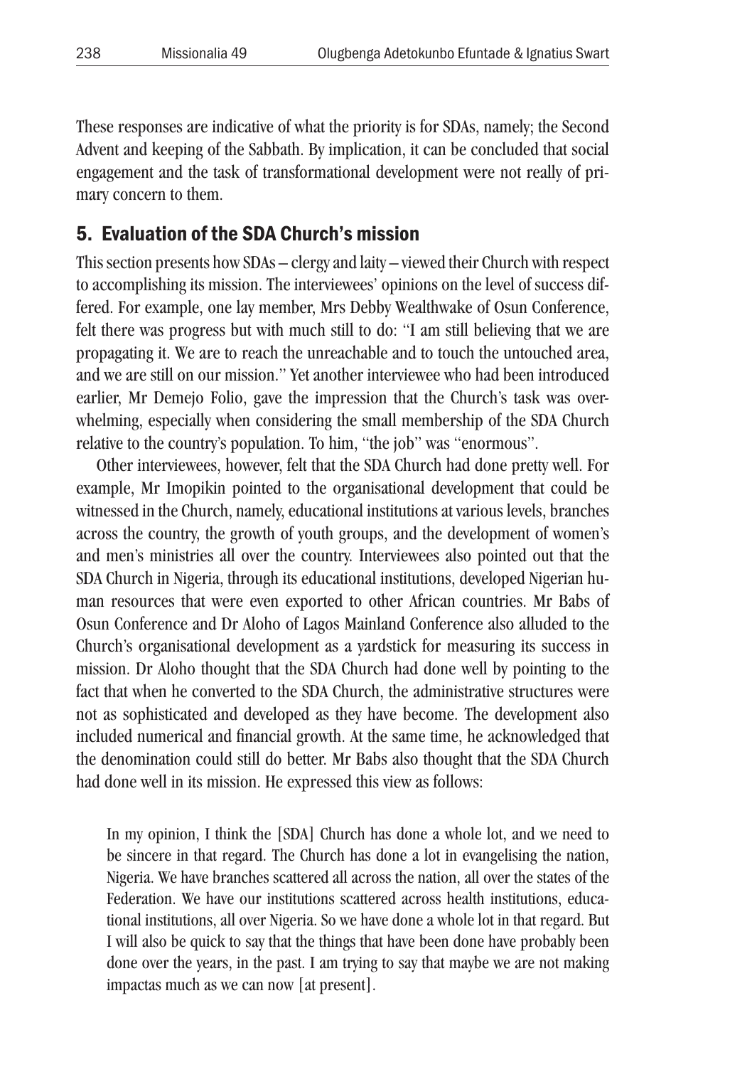These responses are indicative of what the priority is for SDAs, namely; the Second Advent and keeping of the Sabbath. By implication, it can be concluded that social engagement and the task of transformational development were not really of primary concern to them.

## 5. Evaluation of the SDA Church's mission

This section presents how SDAs – clergy and laity – viewed their Church with respect to accomplishing its mission. The interviewees' opinions on the level of success differed. For example, one lay member, Mrs Debby Wealthwake of Osun Conference, felt there was progress but with much still to do: "I am still believing that we are propagating it. We are to reach the unreachable and to touch the untouched area, and we are still on our mission." Yet another interviewee who had been introduced earlier, Mr Demejo Folio, gave the impression that the Church's task was overwhelming, especially when considering the small membership of the SDA Church relative to the country's population. To him, "the job" was "enormous".

Other interviewees, however, felt that the SDA Church had done pretty well. For example, Mr Imopikin pointed to the organisational development that could be witnessed in the Church, namely, educational institutions at various levels, branches across the country, the growth of youth groups, and the development of women's and men's ministries all over the country. Interviewees also pointed out that the SDA Church in Nigeria, through its educational institutions, developed Nigerian human resources that were even exported to other African countries. Mr Babs of Osun Conference and Dr Aloho of Lagos Mainland Conference also alluded to the Church's organisational development as a yardstick for measuring its success in mission. Dr Aloho thought that the SDA Church had done well by pointing to the fact that when he converted to the SDA Church, the administrative structures were not as sophisticated and developed as they have become. The development also included numerical and financial growth. At the same time, he acknowledged that the denomination could still do better. Mr Babs also thought that the SDA Church had done well in its mission. He expressed this view as follows:

> In my opinion, I think the [SDA] Church has done a whole lot, and we need to be sincere in that regard. The Church has done a lot in evangelising the nation, Nigeria. We have branches scattered all across the nation, all over the states of the Federation. We have our institutions scattered across health institutions, educational institutions, all over Nigeria. So we have done a whole lot in that regard. But I will also be quick to say that the things that have been done have probably been done over the years, in the past. I am trying to say that maybe we are not making impactas much as we can now [at present].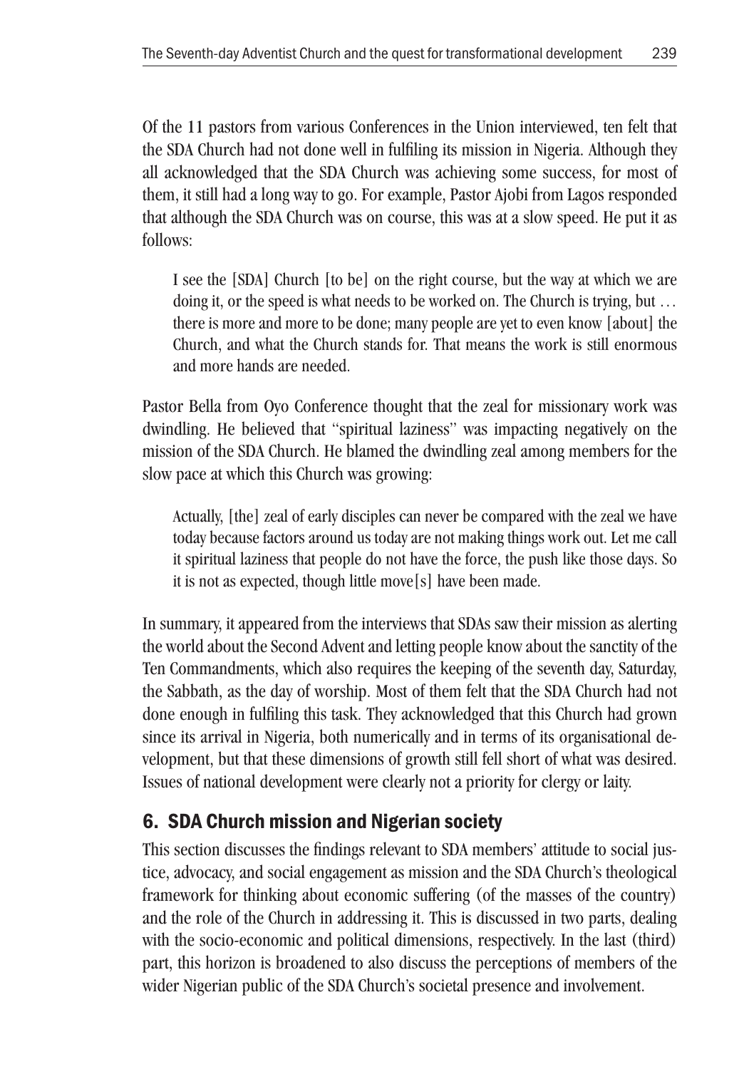Of the 11 pastors from various Conferences in the Union interviewed, ten felt that the SDA Church had not done well in fulfiling its mission in Nigeria. Although they all acknowledged that the SDA Church was achieving some success, for most of them, it still had a long way to go. For example, Pastor Ajobi from Lagos responded that although the SDA Church was on course, this was at a slow speed. He put it as follows:

> I see the [SDA] Church [to be] on the right course, but the way at which we are doing it, or the speed is what needs to be worked on. The Church is trying, but … there is more and more to be done; many people are yet to even know [about] the Church, and what the Church stands for. That means the work is still enormous and more hands are needed.

Pastor Bella from Oyo Conference thought that the zeal for missionary work was dwindling. He believed that "spiritual laziness" was impacting negatively on the mission of the SDA Church. He blamed the dwindling zeal among members for the slow pace at which this Church was growing:

> Actually, [the] zeal of early disciples can never be compared with the zeal we have today because factors around us today are not making things work out. Let me call it spiritual laziness that people do not have the force, the push like those days. So it is not as expected, though little move[s] have been made.

In summary, it appeared from the interviews that SDAs saw their mission as alerting the world about the Second Advent and letting people know about the sanctity of the Ten Commandments, which also requires the keeping of the seventh day, Saturday, the Sabbath, as the day of worship. Most of them felt that the SDA Church had not done enough in fulfiling this task. They acknowledged that this Church had grown since its arrival in Nigeria, both numerically and in terms of its organisational development, but that these dimensions of growth still fell short of what was desired. Issues of national development were clearly not a priority for clergy or laity.

## 6. SDA Church mission and Nigerian society

This section discusses the findings relevant to SDA members' attitude to social justice, advocacy, and social engagement as mission and the SDA Church's theological framework for thinking about economic suffering (of the masses of the country) and the role of the Church in addressing it. This is discussed in two parts, dealing with the socio-economic and political dimensions, respectively. In the last (third) part, this horizon is broadened to also discuss the perceptions of members of the wider Nigerian public of the SDA Church's societal presence and involvement.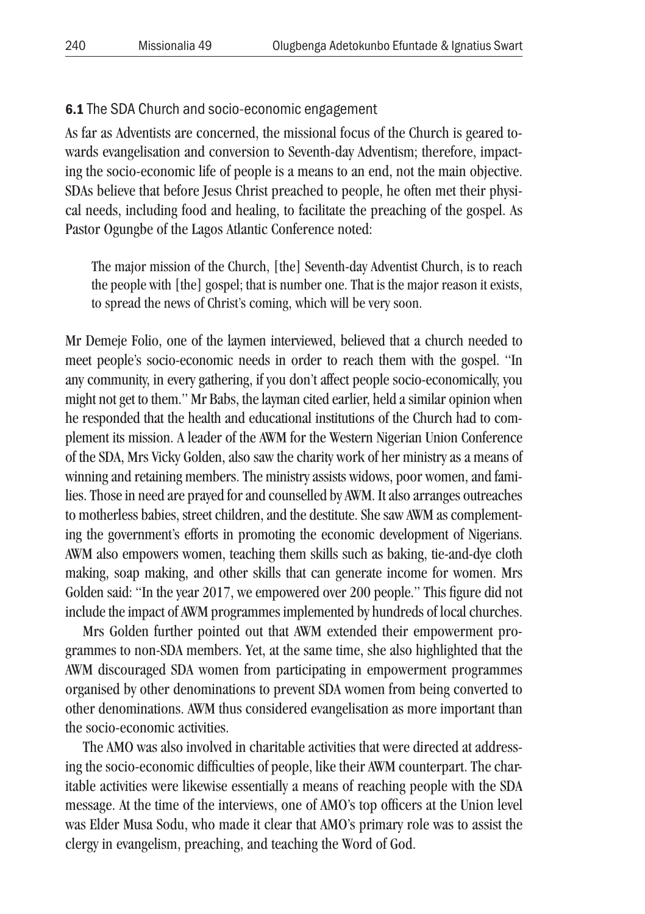### **6.1** The SDA Church and socio-economic engagement

As far as Adventists are concerned, the missional focus of the Church is geared towards evangelisation and conversion to Seventh-day Adventism; therefore, impacting the socio-economic life of people is a means to an end, not the main objective. SDAs believe that before Jesus Christ preached to people, he often met their physical needs, including food and healing, to facilitate the preaching of the gospel. As Pastor Ogungbe of the Lagos Atlantic Conference noted:

> The major mission of the Church, [the] Seventh-day Adventist Church, is to reach the people with [the] gospel; that is number one. That is the major reason it exists, to spread the news of Christ's coming, which will be very soon.

Mr Demeje Folio, one of the laymen interviewed, believed that a church needed to meet people's socio-economic needs in order to reach them with the gospel. "In any community, in every gathering, if you don't affect people socio-economically, you might not get to them." Mr Babs, the layman cited earlier, held a similar opinion when he responded that the health and educational institutions of the Church had to complement its mission. A leader of the AWM for the Western Nigerian Union Conference of the SDA, Mrs Vicky Golden, also saw the charity work of her ministry as a means of winning and retaining members. The ministry assists widows, poor women, and families. Those in need are prayed for and counselled by AWM. It also arranges outreaches to motherless babies, street children, and the destitute. She saw AWM as complementing the government's efforts in promoting the economic development of Nigerians. AWM also empowers women, teaching them skills such as baking, tie-and-dye cloth making, soap making, and other skills that can generate income for women. Mrs Golden said: "In the year 2017, we empowered over 200 people." This figure did not include the impact of AWM programmes implemented by hundreds of local churches.

Mrs Golden further pointed out that AWM extended their empowerment programmes to non-SDA members. Yet, at the same time, she also highlighted that the AWM discouraged SDA women from participating in empowerment programmes organised by other denominations to prevent SDA women from being converted to other denominations. AWM thus considered evangelisation as more important than the socio-economic activities.

The AMO was also involved in charitable activities that were directed at addressing the socio-economic difficulties of people, like their AWM counterpart. The charitable activities were likewise essentially a means of reaching people with the SDA message. At the time of the interviews, one of AMO's top officers at the Union level was Elder Musa Sodu, who made it clear that AMO's primary role was to assist the clergy in evangelism, preaching, and teaching the Word of God.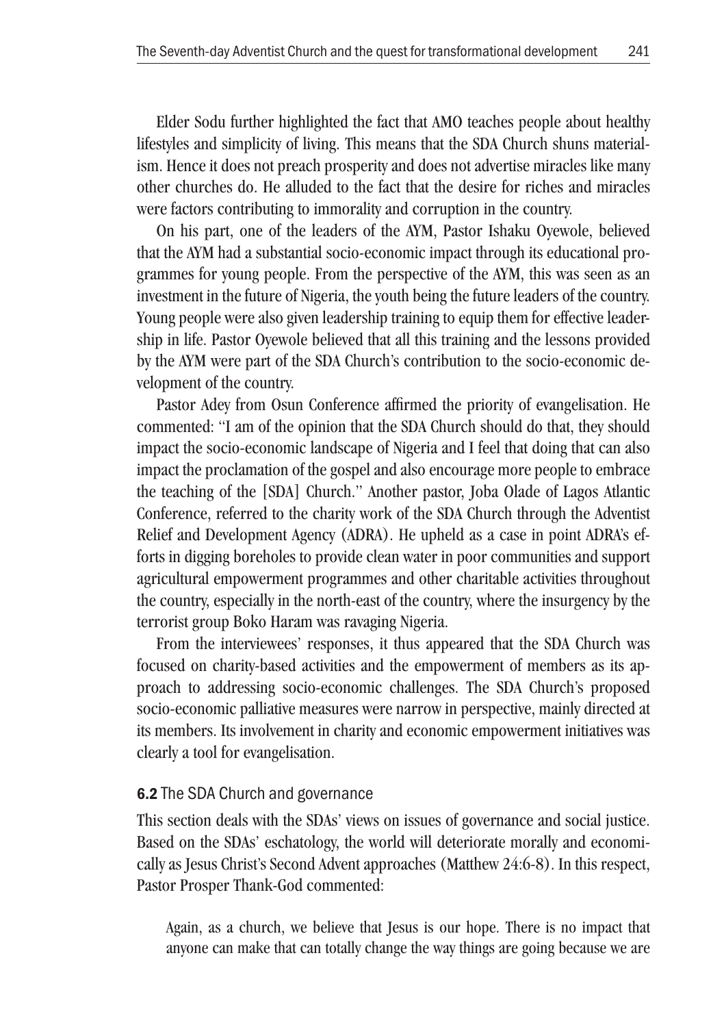Elder Sodu further highlighted the fact that AMO teaches people about healthy lifestyles and simplicity of living. This means that the SDA Church shuns materialism. Hence it does not preach prosperity and does not advertise miracles like many other churches do. He alluded to the fact that the desire for riches and miracles were factors contributing to immorality and corruption in the country.

On his part, one of the leaders of the AYM, Pastor Ishaku Oyewole, believed that the AYM had a substantial socio-economic impact through its educational programmes for young people. From the perspective of the AYM, this was seen as an investment in the future of Nigeria, the youth being the future leaders of the country. Young people were also given leadership training to equip them for effective leadership in life. Pastor Oyewole believed that all this training and the lessons provided by the AYM were part of the SDA Church's contribution to the socio-economic development of the country.

Pastor Adey from Osun Conference affirmed the priority of evangelisation. He commented: "I am of the opinion that the SDA Church should do that, they should impact the socio-economic landscape of Nigeria and I feel that doing that can also impact the proclamation of the gospel and also encourage more people to embrace the teaching of the [SDA] Church." Another pastor, Joba Olade of Lagos Atlantic Conference, referred to the charity work of the SDA Church through the Adventist Relief and Development Agency (ADRA). He upheld as a case in point ADRA's efforts in digging boreholes to provide clean water in poor communities and support agricultural empowerment programmes and other charitable activities throughout the country, especially in the north-east of the country, where the insurgency by the terrorist group Boko Haram was ravaging Nigeria.

From the interviewees' responses, it thus appeared that the SDA Church was focused on charity-based activities and the empowerment of members as its approach to addressing socio-economic challenges. The SDA Church's proposed socio-economic palliative measures were narrow in perspective, mainly directed at its members. Its involvement in charity and economic empowerment initiatives was clearly a tool for evangelisation.

### 6.2 The SDA Church and governance

This section deals with the SDAs' views on issues of governance and social justice. Based on the SDAs' eschatology, the world will deteriorate morally and economically as Jesus Christ's Second Advent approaches (Matthew 24:6-8). In this respect, Pastor Prosper Thank-God commented:

> Again, as a church, we believe that Jesus is our hope. There is no impact that anyone can make that can totally change the way things are going because we are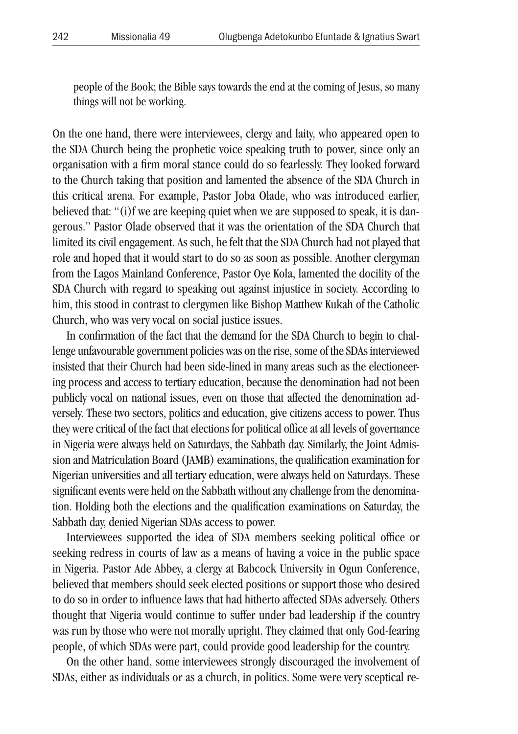people of the Book; the Bible says towards the end at the coming of Jesus, so many things will not be working.

On the one hand, there were interviewees, clergy and laity, who appeared open to the SDA Church being the prophetic voice speaking truth to power, since only an organisation with a firm moral stance could do so fearlessly. They looked forward to the Church taking that position and lamented the absence of the SDA Church in this critical arena. For example, Pastor Joba Olade, who was introduced earlier, believed that: "(i)f we are keeping quiet when we are supposed to speak, it is dangerous." Pastor Olade observed that it was the orientation of the SDA Church that limited its civil engagement. As such, he felt that the SDA Church had not played that role and hoped that it would start to do so as soon as possible. Another clergyman from the Lagos Mainland Conference, Pastor Oye Kola, lamented the docility of the SDA Church with regard to speaking out against injustice in society. According to him, this stood in contrast to clergymen like Bishop Matthew Kukah of the Catholic Church, who was very vocal on social justice issues.

In confirmation of the fact that the demand for the SDA Church to begin to challenge unfavourable government policies was on the rise, some of the SDAs interviewed insisted that their Church had been side-lined in many areas such as the electioneering process and access to tertiary education, because the denomination had not been publicly vocal on national issues, even on those that affected the denomination adversely. These two sectors, politics and education, give citizens access to power. Thus they were critical of the fact that elections for political office at all levels of governance in Nigeria were always held on Saturdays, the Sabbath day. Similarly, the Joint Admission and Matriculation Board (JAMB) examinations, the qualification examination for Nigerian universities and all tertiary education, were always held on Saturdays. These significant events were held on the Sabbath without any challenge from the denomination. Holding both the elections and the qualification examinations on Saturday, the Sabbath day, denied Nigerian SDAs access to power.

Interviewees supported the idea of SDA members seeking political office or seeking redress in courts of law as a means of having a voice in the public space in Nigeria. Pastor Ade Abbey, a clergy at Babcock University in Ogun Conference, believed that members should seek elected positions or support those who desired to do so in order to influence laws that had hitherto affected SDAs adversely. Others thought that Nigeria would continue to suffer under bad leadership if the country was run by those who were not morally upright. They claimed that only God-fearing people, of which SDAs were part, could provide good leadership for the country.

On the other hand, some interviewees strongly discouraged the involvement of SDAs, either as individuals or as a church, in politics. Some were very sceptical re-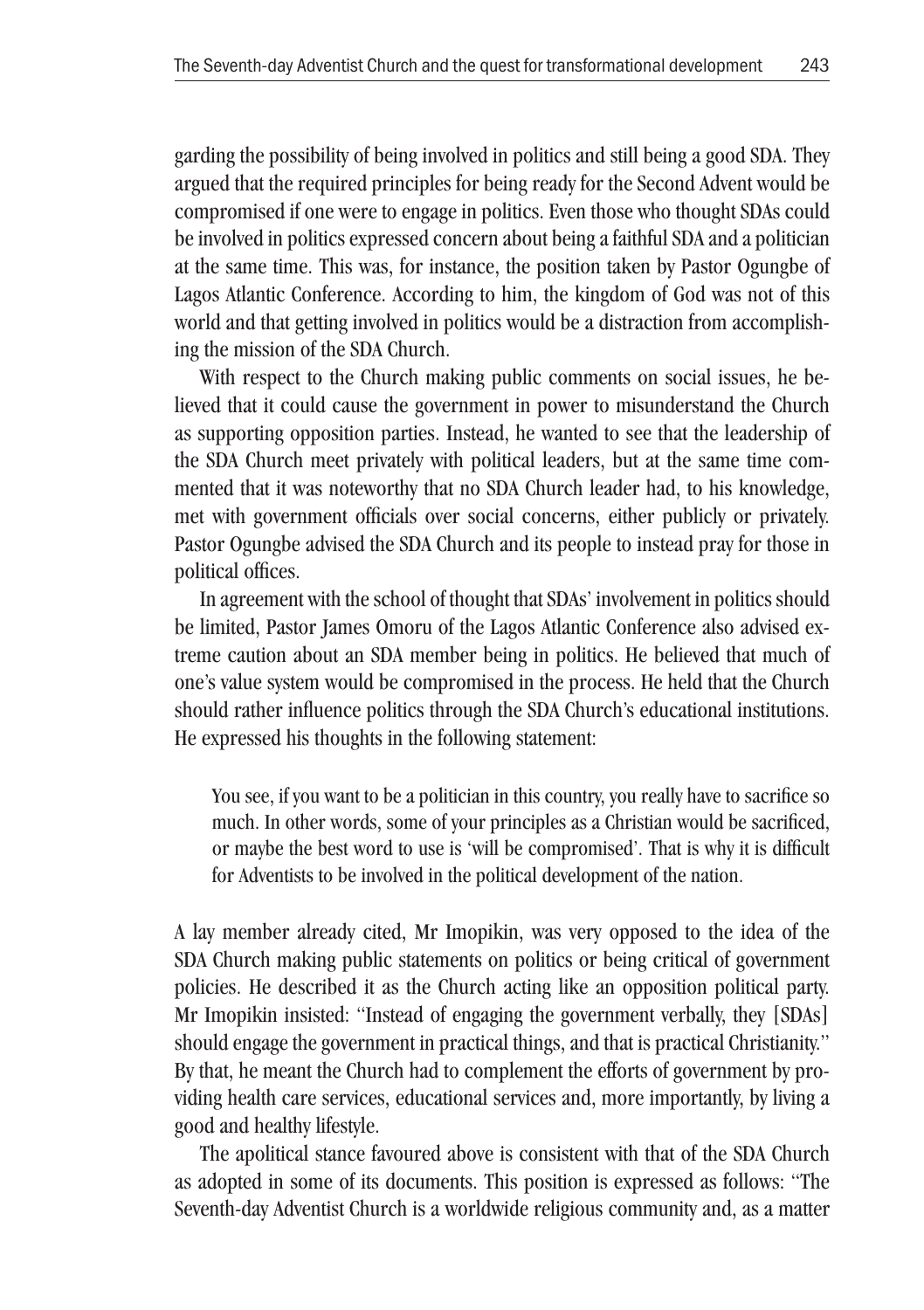garding the possibility of being involved in politics and still being a good SDA. They argued that the required principles for being ready for the Second Advent would be compromised if one were to engage in politics. Even those who thought SDAs could be involved in politics expressed concern about being a faithful SDA and a politician at the same time. This was, for instance, the position taken by Pastor Ogungbe of Lagos Atlantic Conference. According to him, the kingdom of God was not of this world and that getting involved in politics would be a distraction from accomplishing the mission of the SDA Church.

With respect to the Church making public comments on social issues, he believed that it could cause the government in power to misunderstand the Church as supporting opposition parties. Instead, he wanted to see that the leadership of the SDA Church meet privately with political leaders, but at the same time commented that it was noteworthy that no SDA Church leader had, to his knowledge, met with government officials over social concerns, either publicly or privately. Pastor Ogungbe advised the SDA Church and its people to instead pray for those in political offices.

In agreement with the school of thought that SDAs' involvement in politics should be limited, Pastor James Omoru of the Lagos Atlantic Conference also advised extreme caution about an SDA member being in politics. He believed that much of one's value system would be compromised in the process. He held that the Church should rather influence politics through the SDA Church's educational institutions. He expressed his thoughts in the following statement:

> You see, if you want to be a politician in this country, you really have to sacrifice so much. In other words, some of your principles as a Christian would be sacrificed, or maybe the best word to use is 'will be compromised'. That is why it is difficult for Adventists to be involved in the political development of the nation.

A lay member already cited, Mr Imopikin, was very opposed to the idea of the SDA Church making public statements on politics or being critical of government policies. He described it as the Church acting like an opposition political party. Mr Imopikin insisted: "Instead of engaging the government verbally, they [SDAs] should engage the government in practical things, and that is practical Christianity." By that, he meant the Church had to complement the efforts of government by providing health care services, educational services and, more importantly, by living a good and healthy lifestyle.

The apolitical stance favoured above is consistent with that of the SDA Church as adopted in some of its documents. This position is expressed as follows: "The Seventh-day Adventist Church is a worldwide religious community and, as a matter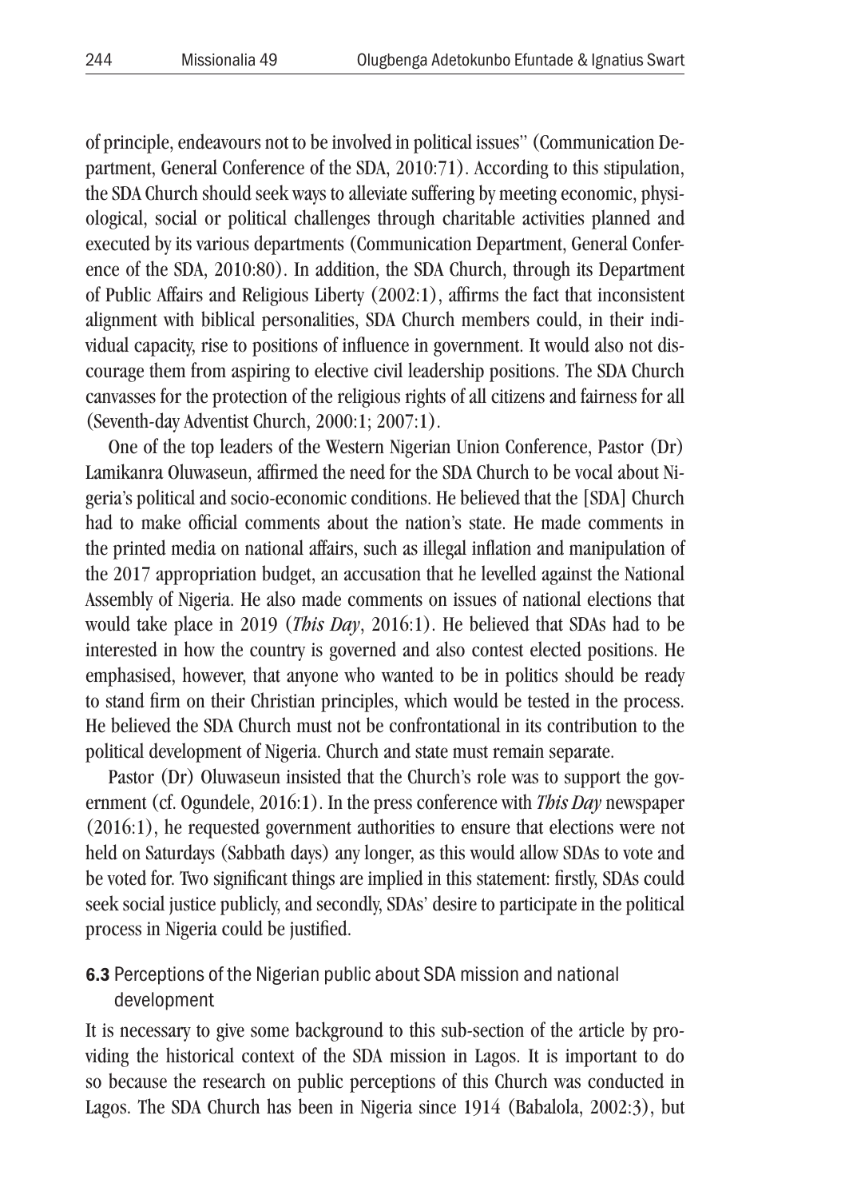of principle, endeavours not to be involved in political issues" (Communication Department, General Conference of the SDA, 2010:71). According to this stipulation, the SDA Church should seek ways to alleviate suffering by meeting economic, physiological, social or political challenges through charitable activities planned and executed by its various departments (Communication Department, General Conference of the SDA, 2010:80). In addition, the SDA Church, through its Department of Public Affairs and Religious Liberty (2002:1), affirms the fact that inconsistent alignment with biblical personalities, SDA Church members could, in their individual capacity, rise to positions of influence in government. It would also not discourage them from aspiring to elective civil leadership positions. The SDA Church canvasses for the protection of the religious rights of all citizens and fairness for all (Seventh-day Adventist Church, 2000:1; 2007:1).

One of the top leaders of the Western Nigerian Union Conference, Pastor (Dr) Lamikanra Oluwaseun, affirmed the need for the SDA Church to be vocal about Nigeria's political and socio-economic conditions. He believed that the [SDA] Church had to make official comments about the nation's state. He made comments in the printed media on national affairs, such as illegal inflation and manipulation of the 2017 appropriation budget, an accusation that he levelled against the National Assembly of Nigeria. He also made comments on issues of national elections that would take place in 2019 (*This Day*, 2016:1). He believed that SDAs had to be interested in how the country is governed and also contest elected positions. He emphasised, however, that anyone who wanted to be in politics should be ready to stand firm on their Christian principles, which would be tested in the process. He believed the SDA Church must not be confrontational in its contribution to the political development of Nigeria. Church and state must remain separate.

Pastor (Dr) Oluwaseun insisted that the Church's role was to support the government (cf. Ogundele, 2016:1). In the press conference with *This Day* newspaper (2016:1), he requested government authorities to ensure that elections were not held on Saturdays (Sabbath days) any longer, as this would allow SDAs to vote and be voted for. Two significant things are implied in this statement: firstly, SDAs could seek social justice publicly, and secondly, SDAs' desire to participate in the political process in Nigeria could be justified.

### **6.3** Perceptions of the Nigerian public about SDA mission and national development

It is necessary to give some background to this sub-section of the article by providing the historical context of the SDA mission in Lagos. It is important to do so because the research on public perceptions of this Church was conducted in Lagos. The SDA Church has been in Nigeria since 1914 (Babalola, 2002:3), but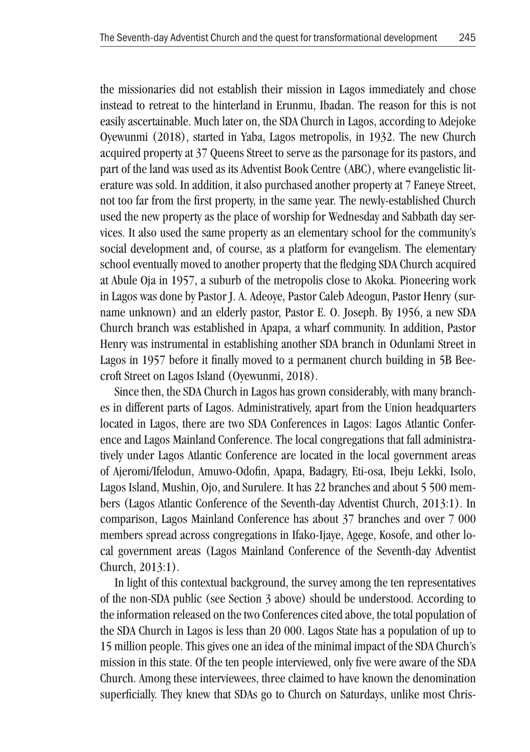the missionaries did not establish their mission in Lagos immediately and chose instead to retreat to the hinterland in Erunmu, Ibadan. The reason for this is not easily ascertainable. Much later on, the SDA Church in Lagos, according to Adejoke Oyewunmi (2018), started in Yaba, Lagos metropolis, in 1932. The new Church acquired property at 37 Queens Street to serve as the parsonage for its pastors, and part of the land was used as its Adventist Book Centre (ABC), where evangelistic literature was sold. In addition, it also purchased another property at 7 Faneye Street, not too far from the first property, in the same year. The newly-established Church used the new property as the place of worship for Wednesday and Sabbath day services. It also used the same property as an elementary school for the community's social development and, of course, as a platform for evangelism. The elementary school eventually moved to another property that the fledging SDA Church acquired at Abule Oja in 1957, a suburb of the metropolis close to Akoka. Pioneering work in Lagos was done by Pastor J. A. Adeoye, Pastor Caleb Adeogun, Pastor Henry (surname unknown) and an elderly pastor, Pastor E. O. Joseph. By 1956, a new SDA Church branch was established in Apapa, a wharf community. In addition, Pastor Henry was instrumental in establishing another SDA branch in Odunlami Street in Lagos in 1957 before it finally moved to a permanent church building in 5B Beecroft Street on Lagos Island (Oyewunmi, 2018).

Since then, the SDA Church in Lagos has grown considerably, with many branches in different parts of Lagos. Administratively, apart from the Union headquarters located in Lagos, there are two SDA Conferences in Lagos: Lagos Atlantic Conference and Lagos Mainland Conference. The local congregations that fall administratively under Lagos Atlantic Conference are located in the local government areas of Ajeromi/Ifelodun, Amuwo-Odofin, Apapa, Badagry, Eti-osa, Ibeju Lekki, Isolo, Lagos Island, Mushin, Ojo, and Surulere. It has 22 branches and about 5 500 members (Lagos Atlantic Conference of the Seventh-day Adventist Church, 2013:1). In comparison, Lagos Mainland Conference has about 37 branches and over 7 000 members spread across congregations in Ifako-Ijaye, Agege, Kosofe, and other local government areas (Lagos Mainland Conference of the Seventh-day Adventist Church, 2013:1).

In light of this contextual background, the survey among the ten representatives of the non-SDA public (see Section 3 above) should be understood. According to the information released on the two Conferences cited above, the total population of the SDA Church in Lagos is less than 20 000. Lagos State has a population of up to 15 million people. This gives one an idea of the minimal impact of the SDA Church's mission in this state. Of the ten people interviewed, only five were aware of the SDA Church. Among these interviewees, three claimed to have known the denomination superficially. They knew that SDAs go to Church on Saturdays, unlike most Chris-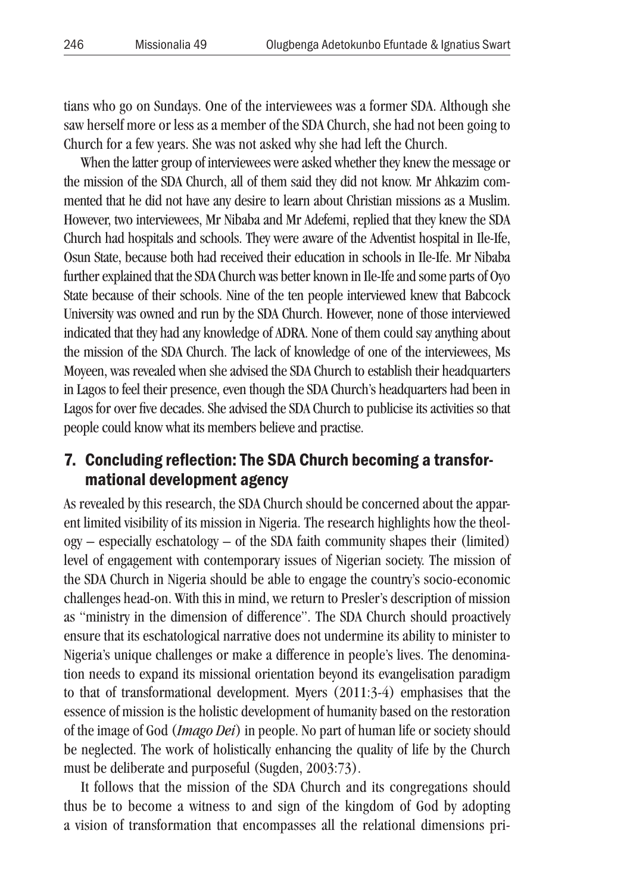tians who go on Sundays. One of the interviewees was a former SDA. Although she saw herself more or less as a member of the SDA Church, she had not been going to Church for a few years. She was not asked why she had left the Church.

When the latter group of interviewees were asked whether they knew the message or the mission of the SDA Church, all of them said they did not know. Mr Ahkazim commented that he did not have any desire to learn about Christian missions as a Muslim. However, two interviewees, Mr Nibaba and Mr Adefemi, replied that they knew the SDA Church had hospitals and schools. They were aware of the Adventist hospital in Ile-Ife, Osun State, because both had received their education in schools in Ile-Ife. Mr Nibaba further explained that the SDA Church was better known in Ile-Ife and some parts of Oyo State because of their schools. Nine of the ten people interviewed knew that Babcock University was owned and run by the SDA Church. However, none of those interviewed indicated that they had any knowledge of ADRA. None of them could say anything about the mission of the SDA Church. The lack of knowledge of one of the interviewees, Ms Moyeen, was revealed when she advised the SDA Church to establish their headquarters in Lagos to feel their presence, even though the SDA Church's headquarters had been in Lagos for over five decades. She advised the SDA Church to publicise its activities so that people could know what its members believe and practise.

## 7. Concluding reflection: The SDA Church becoming a transformational development agency

As revealed by this research, the SDA Church should be concerned about the apparent limited visibility of its mission in Nigeria. The research highlights how the theology – especially eschatology – of the SDA faith community shapes their (limited) level of engagement with contemporary issues of Nigerian society. The mission of the SDA Church in Nigeria should be able to engage the country's socio-economic challenges head-on. With this in mind, we return to Presler's description of mission as "ministry in the dimension of difference". The SDA Church should proactively ensure that its eschatological narrative does not undermine its ability to minister to Nigeria's unique challenges or make a difference in people's lives. The denomination needs to expand its missional orientation beyond its evangelisation paradigm to that of transformational development. Myers (2011:3-4) emphasises that the essence of mission is the holistic development of humanity based on the restoration of the image of God (*Imago Dei*) in people. No part of human life or society should be neglected. The work of holistically enhancing the quality of life by the Church must be deliberate and purposeful (Sugden, 2003:73).

It follows that the mission of the SDA Church and its congregations should thus be to become a witness to and sign of the kingdom of God by adopting a vision of transformation that encompasses all the relational dimensions pri-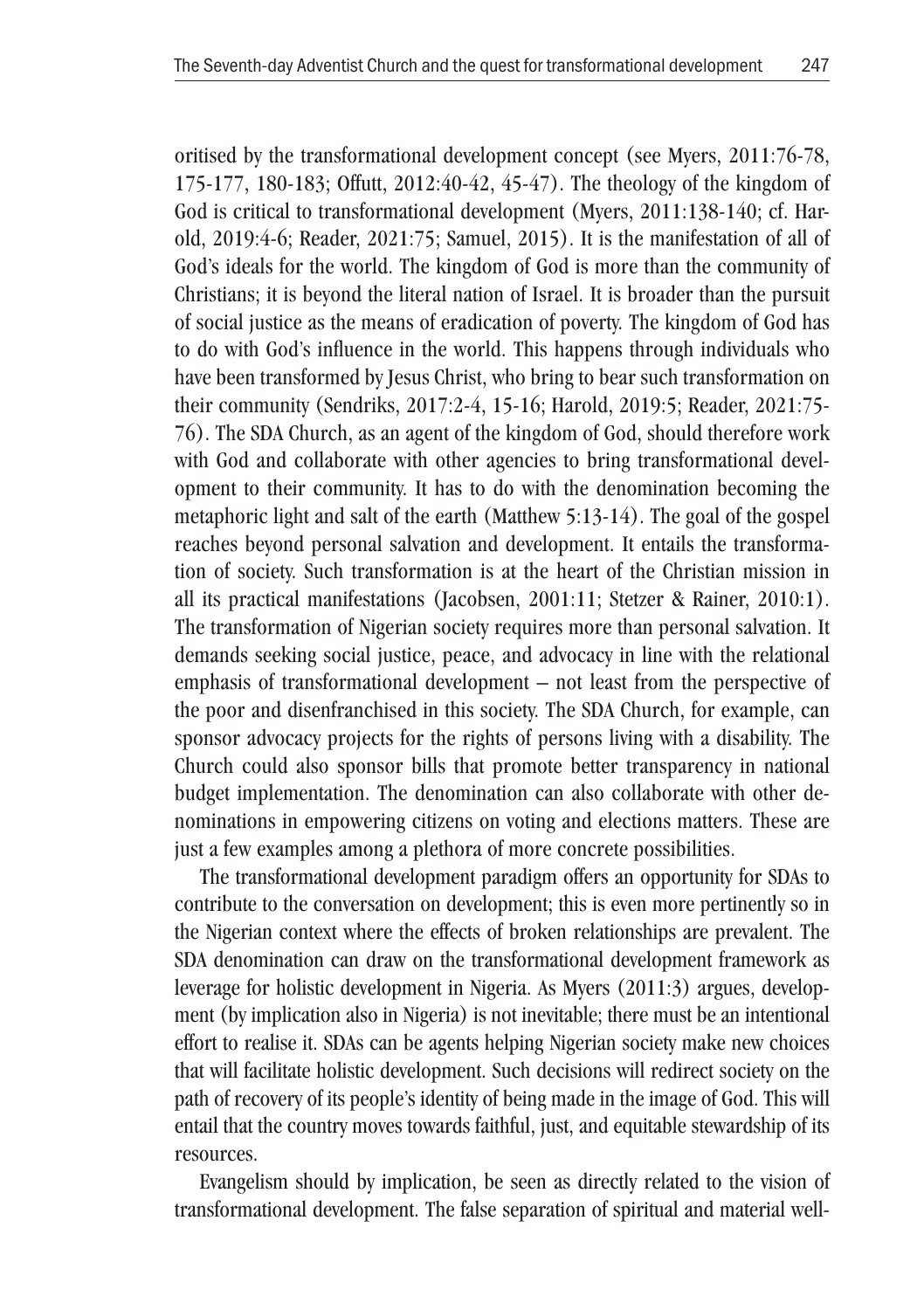oritised by the transformational development concept (see Myers, 2011:76-78, 175-177, 180-183; Offutt, 2012:40-42, 45-47). The theology of the kingdom of God is critical to transformational development (Myers, 2011:138-140; cf. Harold, 2019:4-6; Reader, 2021:75; Samuel, 2015). It is the manifestation of all of God's ideals for the world. The kingdom of God is more than the community of Christians; it is beyond the literal nation of Israel. It is broader than the pursuit of social justice as the means of eradication of poverty. The kingdom of God has to do with God's influence in the world. This happens through individuals who have been transformed by Jesus Christ, who bring to bear such transformation on their community (Sendriks, 2017:2-4, 15-16; Harold, 2019:5; Reader, 2021:75-76). The SDA Church, as an agent of the kingdom of God, should therefore work with God and collaborate with other agencies to bring transformational development to their community. It has to do with the denomination becoming the metaphoric light and salt of the earth (Matthew 5:13-14). The goal of the gospel reaches beyond personal salvation and development. It entails the transformation of society. Such transformation is at the heart of the Christian mission in all its practical manifestations (Jacobsen, 2001:11; Stetzer & Rainer, 2010:1). The transformation of Nigerian society requires more than personal salvation. It demands seeking social justice, peace, and advocacy in line with the relational emphasis of transformational development – not least from the perspective of the poor and disenfranchised in this society. The SDA Church, for example, can sponsor advocacy projects for the rights of persons living with a disability. The Church could also sponsor bills that promote better transparency in national budget implementation. The denomination can also collaborate with other denominations in empowering citizens on voting and elections matters. These are just a few examples among a plethora of more concrete possibilities.

The transformational development paradigm offers an opportunity for SDAs to contribute to the conversation on development; this is even more pertinently so in the Nigerian context where the effects of broken relationships are prevalent. The SDA denomination can draw on the transformational development framework as leverage for holistic development in Nigeria. As Myers (2011:3) argues, development (by implication also in Nigeria) is not inevitable; there must be an intentional effort to realise it. SDAs can be agents helping Nigerian society make new choices that will facilitate holistic development. Such decisions will redirect society on the path of recovery of its people's identity of being made in the image of God. This will entail that the country moves towards faithful, just, and equitable stewardship of its resources.

Evangelism should by implication, be seen as directly related to the vision of transformational development. The false separation of spiritual and material well-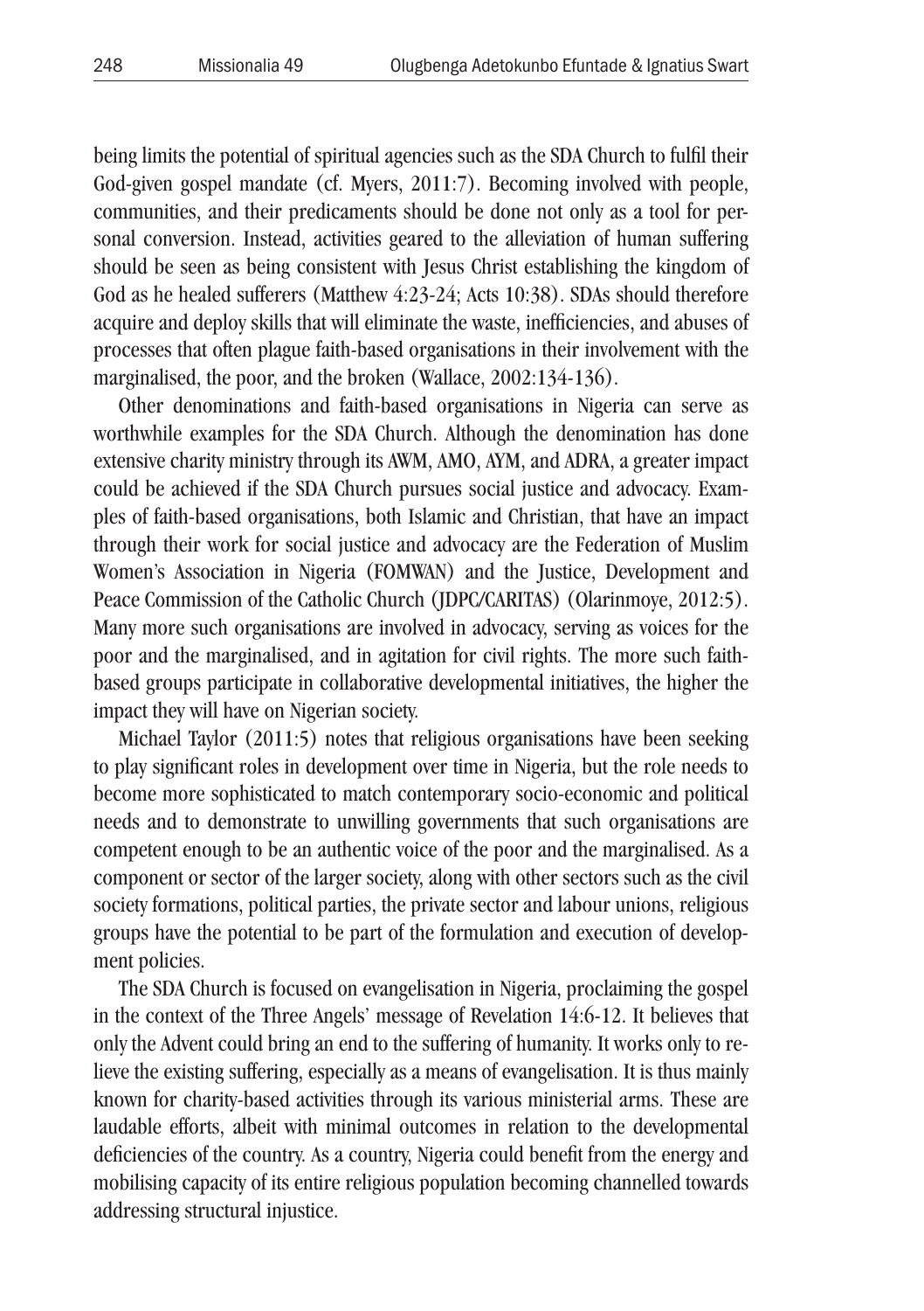being limits the potential of spiritual agencies such as the SDA Church to fulfil their God-given gospel mandate (cf. Myers, 2011:7). Becoming involved with people, communities, and their predicaments should be done not only as a tool for personal conversion. Instead, activities geared to the alleviation of human suffering should be seen as being consistent with Jesus Christ establishing the kingdom of God as he healed sufferers (Matthew 4:23-24; Acts 10:38). SDAs should therefore acquire and deploy skills that will eliminate the waste, inefficiencies, and abuses of processes that often plague faith-based organisations in their involvement with the marginalised, the poor, and the broken (Wallace, 2002:134-136).

Other denominations and faith-based organisations in Nigeria can serve as worthwhile examples for the SDA Church. Although the denomination has done extensive charity ministry through its AWM, AMO, AYM, and ADRA, a greater impact could be achieved if the SDA Church pursues social justice and advocacy. Examples of faith-based organisations, both Islamic and Christian, that have an impact through their work for social justice and advocacy are the Federation of Muslim Women's Association in Nigeria (FOMWAN) and the Justice, Development and Peace Commission of the Catholic Church (JDPC/CARITAS) (Olarinmoye, 2012:5). Many more such organisations are involved in advocacy, serving as voices for the poor and the marginalised, and in agitation for civil rights. The more such faith-based groups participate in collaborative developmental initiatives, the higher the impact they will have on Nigerian society.

Michael Taylor (2011:5) notes that religious organisations have been seeking to play significant roles in development over time in Nigeria, but the role needs to become more sophisticated to match contemporary socio-economic and political needs and to demonstrate to unwilling governments that such organisations are competent enough to be an authentic voice of the poor and the marginalised. As a component or sector of the larger society, along with other sectors such as the civil society formations, political parties, the private sector and labour unions, religious groups have the potential to be part of the formulation and execution of development policies.

The SDA Church is focused on evangelisation in Nigeria, proclaiming the gospel in the context of the Three Angels' message of Revelation 14:6-12. It believes that only the Advent could bring an end to the suffering of humanity. It works only to relieve the existing suffering, especially as a means of evangelisation. It is thus mainly known for charity-based activities through its various ministerial arms. These are laudable efforts, albeit with minimal outcomes in relation to the developmental deficiencies of the country. As a country, Nigeria could benefit from the energy and mobilising capacity of its entire religious population becoming channelled towards addressing structural injustice.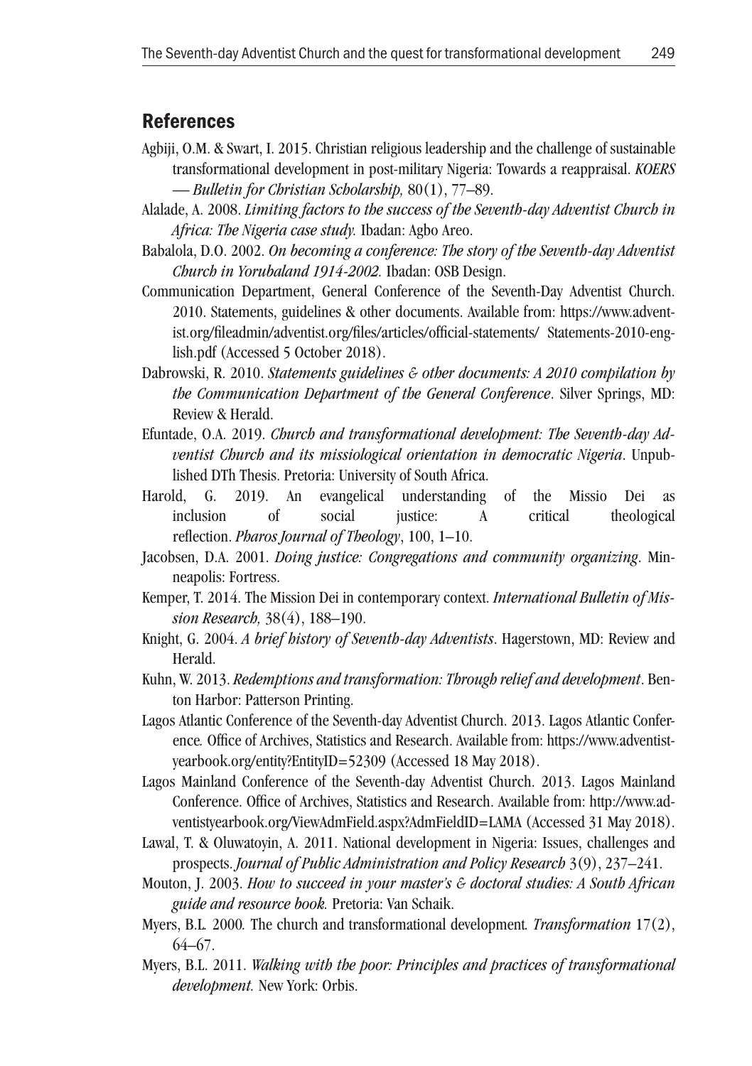## References

Agbiji, O.M. & Swart, I. 2015. Christian religious leadership and the challenge of sustainable transformational development in post-military Nigeria: Towards a reappraisal. *KOERS — Bulletin for Christian Scholarship,* 80(1), 77–89.

Alalade, A. 2008. *Limiting factors to the success of the Seventh-day Adventist Church in Africa: The Nigeria case study.* Ibadan: Agbo Areo.

Babalola, D.O. 2002. *On becoming a conference: The story of the Seventh-day Adventist Church in Yorubaland 1914-2002.* Ibadan: OSB Design.

Communication Department, General Conference of the Seventh-Day Adventist Church. 2010. Statements, guidelines & other documents. Available from: https://www.adventist.org/fileadmin/adventist.org/files/articles/official-statements/ Statements-2010-english.pdf (Accessed 5 October 2018).

Dabrowski, R. 2010. *Statements guidelines & other documents: A 2010 compilation by the Communication Department of the General Conference*. Silver Springs, MD: Review & Herald.

Efuntade, O.A. 2019. *Church and transformational development: The Seventh-day Adventist Church and its missiological orientation in democratic Nigeria*. Unpublished DTh Thesis. Pretoria: University of South Africa.

Harold, G. 2019. An evangelical understanding of the Missio Dei as inclusion of social justice: A critical theological reflection. *Pharos Journal of Theology*, 100, 1–10.

Jacobsen, D.A. 2001. *Doing justice: Congregations and community organizing*. Minneapolis: Fortress.

Kemper, T. 2014. The Mission Dei in contemporary context. *International Bulletin of Mission Research,* 38(4), 188–190.

Knight, G. 2004. *A brief history of Seventh-day Adventists*. Hagerstown, MD: Review and Herald.

Kuhn, W. 2013. *Redemptions and transformation: Through relief and development*. Benton Harbor: Patterson Printing.

Lagos Atlantic Conference of the Seventh-day Adventist Church. 2013. Lagos Atlantic Conference*.* Office of Archives, Statistics and Research. Available from: https://www.adventistyearbook.org/entity?EntityID=52309 (Accessed 18 May 2018).

Lagos Mainland Conference of the Seventh-day Adventist Church. 2013. Lagos Mainland Conference. Office of Archives, Statistics and Research. Available from: http://www.adventistyearbook.org/ViewAdmField.aspx?AdmFieldID=LAMA (Accessed 31 May 2018).

Lawal, T. & Oluwatoyin, A. 2011. National development in Nigeria: Issues, challenges and prospects. *Journal of Public Administration and Policy Research* 3(9), 237–241.

Mouton, J. 2003. *How to succeed in your master's & doctoral studies: A South African guide and resource book.* Pretoria: Van Schaik.

Myers, B.L. 2000*.* The church and transformational development*. Transformation* 17(2), 64–67.

Myers, B.L. 2011. *Walking with the poor: Principles and practices of transformational development.* New York: Orbis.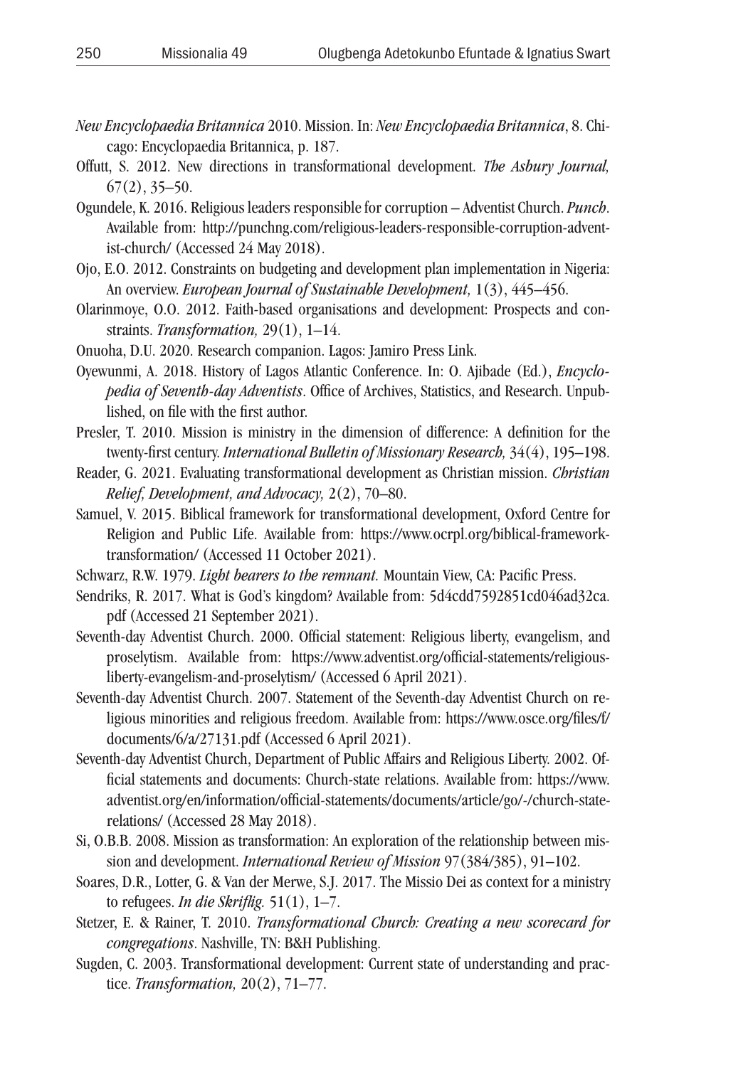*New Encyclopaedia Britannica* 2010. Mission. In: *New Encyclopaedia Britannica*, 8. Chicago: Encyclopaedia Britannica, p. 187.

Offutt, S. 2012. New directions in transformational development. *The Asbury Journal,* 67(2), 35–50.

Ogundele, K. 2016. Religious leaders responsible for corruption – Adventist Church. *Punch*. Available from: http://punchng.com/religious-leaders-responsible-corruption-adventist-church/ (Accessed 24 May 2018).

Ojo, E.O. 2012. Constraints on budgeting and development plan implementation in Nigeria: An overview. *European Journal of Sustainable Development,* 1(3), 445–456.

Olarinmoye, O.O. 2012. Faith-based organisations and development: Prospects and constraints. *Transformation,* 29(1), 1–14.

Onuoha, D.U. 2020. Research companion. Lagos: Jamiro Press Link.

Oyewunmi, A. 2018. History of Lagos Atlantic Conference. In: O. Ajibade (Ed.), *Encyclopedia of Seventh-day Adventists*. Office of Archives, Statistics, and Research. Unpublished, on file with the first author.

Presler, T. 2010. Mission is ministry in the dimension of difference: A definition for the twenty-first century. *International Bulletin of Missionary Research,* 34(4), 195–198.

Reader, G. 2021. Evaluating transformational development as Christian mission. *Christian Relief, Development, and Advocacy,* 2(2), 70–80.

Samuel, V. 2015. Biblical framework for transformational development, Oxford Centre for Religion and Public Life. Available from: https://www.ocrpl.org/biblical-framework-transformation/ (Accessed 11 October 2021).

Schwarz, R.W. 1979. *Light bearers to the remnant.* Mountain View, CA: Pacific Press.

Sendriks, R. 2017. What is God's kingdom? Available from: 5d4cdd7592851cd046ad32ca.pdf (Accessed 21 September 2021).

Seventh-day Adventist Church. 2000. Official statement: Religious liberty, evangelism, and proselytism. Available from: https://www.adventist.org/official-statements/religious-liberty-evangelism-and-proselytism/ (Accessed 6 April 2021).

Seventh-day Adventist Church. 2007. Statement of the Seventh-day Adventist Church on religious minorities and religious freedom. Available from: https://www.osce.org/files/f/documents/6/a/27131.pdf (Accessed 6 April 2021).

Seventh-day Adventist Church, Department of Public Affairs and Religious Liberty. 2002. Official statements and documents: Church-state relations. Available from: https://www.adventist.org/en/information/official-statements/documents/article/go/-/church-state-relations/ (Accessed 28 May 2018).

Si, O.B.B. 2008. Mission as transformation: An exploration of the relationship between mission and development. *International Review of Mission* 97(384/385), 91–102.

Soares, D.R., Lotter, G. & Van der Merwe, S.J. 2017. The Missio Dei as context for a ministry to refugees. *In die Skriflig.* 51(1), 1–7.

Stetzer, E. & Rainer, T. 2010. *Transformational Church: Creating a new scorecard for congregations*. Nashville, TN: B&H Publishing.

Sugden, C. 2003. Transformational development: Current state of understanding and practice. *Transformation,* 20(2), 71–77.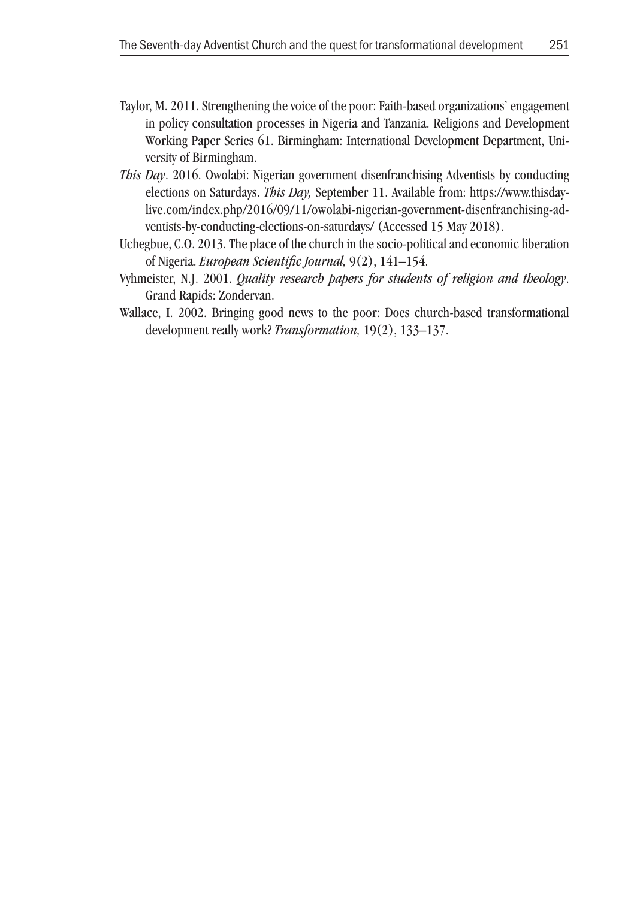Taylor, M. 2011. Strengthening the voice of the poor: Faith-based organizations' engagement in policy consultation processes in Nigeria and Tanzania. Religions and Development Working Paper Series 61. Birmingham: International Development Department, University of Birmingham.

*This Day*. 2016. Owolabi: Nigerian government disenfranchising Adventists by conducting elections on Saturdays. *This Day,* September 11. Available from: https://www.thisdaylive.com/index.php/2016/09/11/owolabi-nigerian-government-disenfranchising-adventists-by-conducting-elections-on-saturdays/ (Accessed 15 May 2018).

Uchegbue, C.O. 2013. The place of the church in the socio-political and economic liberation of Nigeria. *European Scientific Journal,* 9(2), 141–154.

Vyhmeister, N.J. 2001. *Quality research papers for students of religion and theology*. Grand Rapids: Zondervan.

Wallace, I. 2002. Bringing good news to the poor: Does church-based transformational development really work? *Transformation,* 19(2), 133–137.